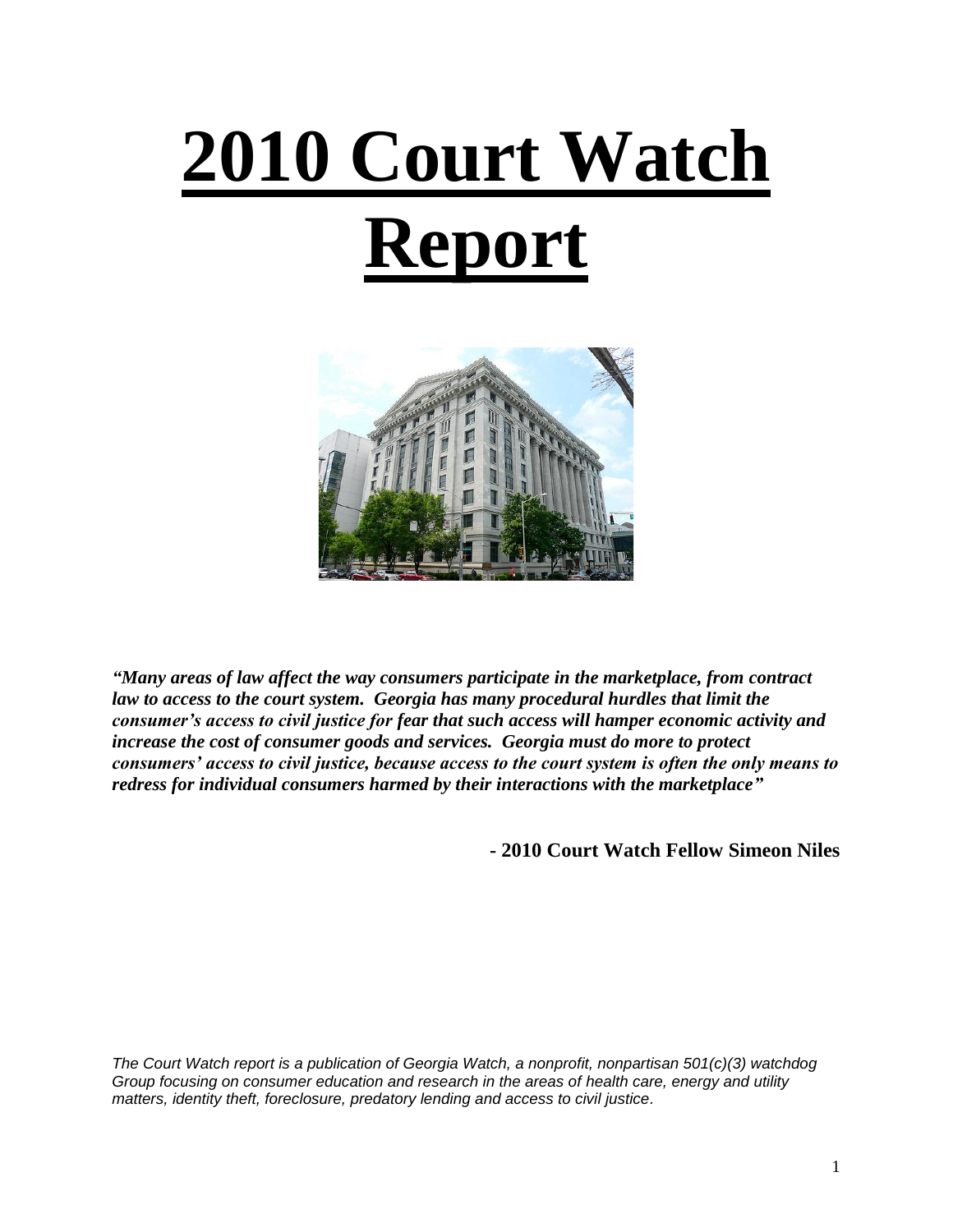# 2010 Court Watch Report

***"Many areas of law affect the way consumers participate in the marketplace, from contract law to access to the court system. Georgia has many procedural hurdles that limit the consumer's access to civil justice for fear that such access will hamper economic activity and increase the cost of consumer goods and services. Georgia must do more to protect consumers' access to civil justice, because access to the court system is often the only means to redress for individual consumers harmed by their interactions with the marketplace"***

**- 2010 Court Watch Fellow Simeon Niles**

*The Court Watch report is a publication of Georgia Watch, a nonprofit, nonpartisan 501(c)(3) watchdog Group focusing on consumer education and research in the areas of health care, energy and utility matters, identity theft, foreclosure, predatory lending and access to civil justice.*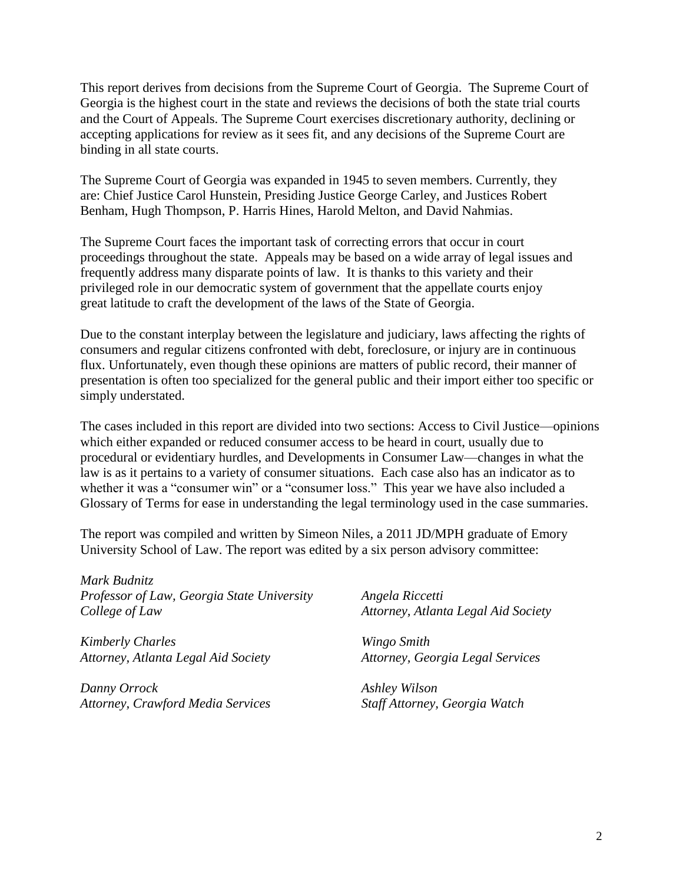This report derives from decisions from the Supreme Court of Georgia. The Supreme Court of Georgia is the highest court in the state and reviews the decisions of both the state trial courts and the Court of Appeals. The Supreme Court exercises discretionary authority, declining or accepting applications for review as it sees fit, and any decisions of the Supreme Court are binding in all state courts.

The Supreme Court of Georgia was expanded in 1945 to seven members. Currently, they are: Chief Justice Carol Hunstein, Presiding Justice George Carley, and Justices Robert Benham, Hugh Thompson, P. Harris Hines, Harold Melton, and David Nahmias.

The Supreme Court faces the important task of correcting errors that occur in court proceedings throughout the state. Appeals may be based on a wide array of legal issues and frequently address many disparate points of law. It is thanks to this variety and their privileged role in our democratic system of government that the appellate courts enjoy great latitude to craft the development of the laws of the State of Georgia.

Due to the constant interplay between the legislature and judiciary, laws affecting the rights of consumers and regular citizens confronted with debt, foreclosure, or injury are in continuous flux. Unfortunately, even though these opinions are matters of public record, their manner of presentation is often too specialized for the general public and their import either too specific or simply understated.

The cases included in this report are divided into two sections: Access to Civil Justice—opinions which either expanded or reduced consumer access to be heard in court, usually due to procedural or evidentiary hurdles, and Developments in Consumer Law—changes in what the law is as it pertains to a variety of consumer situations. Each case also has an indicator as to whether it was a "consumer win" or a "consumer loss." This year we have also included a Glossary of Terms for ease in understanding the legal terminology used in the case summaries.

The report was compiled and written by Simeon Niles, a 2011 JD/MPH graduate of Emory University School of Law. The report was edited by a six person advisory committee:

*Mark Budnitz*
*Professor of Law, Georgia State University College of Law*

*Kimberly Charles*
*Attorney, Atlanta Legal Aid Society*

*Danny Orrock*
*Attorney, Crawford Media Services*

*Angela Riccetti*
*Attorney, Atlanta Legal Aid Society*

*Wingo Smith*
*Attorney, Georgia Legal Services*

*Ashley Wilson*
*Staff Attorney, Georgia Watch*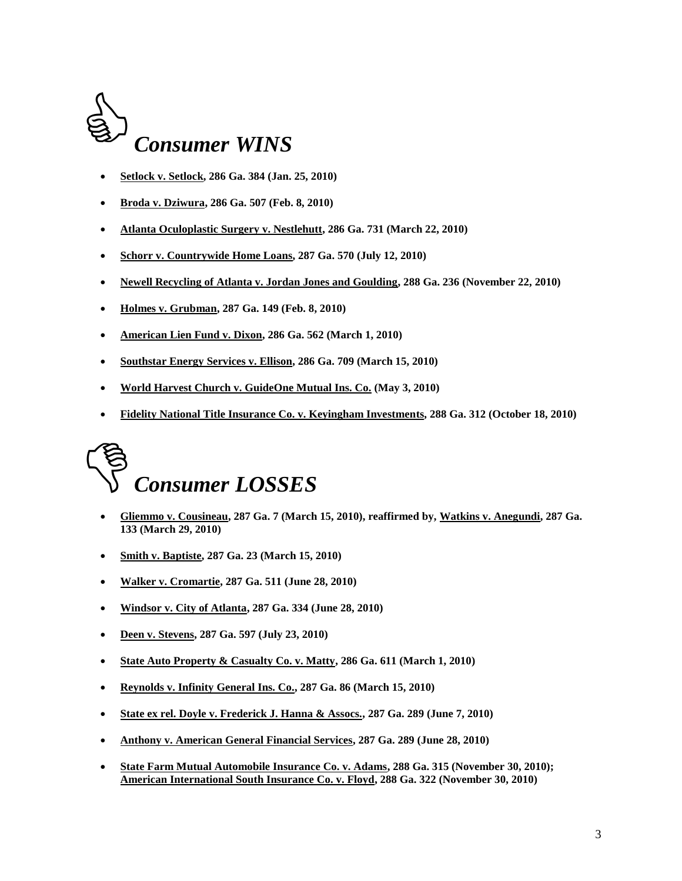# *Consumer WINS*

- **Setlock v. Setlock, 286 Ga. 384 (Jan. 25, 2010)**
- **Broda v. Dziwura, 286 Ga. 507 (Feb. 8, 2010)**
- **Atlanta Oculoplastic Surgery v. Nestlehutt, 286 Ga. 731 (March 22, 2010)**
- **Schorr v. Countrywide Home Loans, 287 Ga. 570 (July 12, 2010)**
- **Newell Recycling of Atlanta v. Jordan Jones and Goulding, 288 Ga. 236 (November 22, 2010)**
- **Holmes v. Grubman, 287 Ga. 149 (Feb. 8, 2010)**
- **American Lien Fund v. Dixon, 286 Ga. 562 (March 1, 2010)**
- **Southstar Energy Services v. Ellison, 286 Ga. 709 (March 15, 2010)**
- **World Harvest Church v. GuideOne Mutual Ins. Co. (May 3, 2010)**
- **Fidelity National Title Insurance Co. v. Keyingham Investments, 288 Ga. 312 (October 18, 2010)**

# *Consumer LOSSES*

- **Gliemmo v. Cousineau, 287 Ga. 7 (March 15, 2010), reaffirmed by, Watkins v. Anegundi, 287 Ga. 133 (March 29, 2010)**
- **Smith v. Baptiste, 287 Ga. 23 (March 15, 2010)**
- **Walker v. Cromartie, 287 Ga. 511 (June 28, 2010)**
- **Windsor v. City of Atlanta, 287 Ga. 334 (June 28, 2010)**
- **Deen v. Stevens, 287 Ga. 597 (July 23, 2010)**
- **State Auto Property & Casualty Co. v. Matty, 286 Ga. 611 (March 1, 2010)**
- **Reynolds v. Infinity General Ins. Co., 287 Ga. 86 (March 15, 2010)**
- **State ex rel. Doyle v. Frederick J. Hanna & Assocs., 287 Ga. 289 (June 7, 2010)**
- **Anthony v. American General Financial Services, 287 Ga. 289 (June 28, 2010)**
- **State Farm Mutual Automobile Insurance Co. v. Adams, 288 Ga. 315 (November 30, 2010); American International South Insurance Co. v. Floyd, 288 Ga. 322 (November 30, 2010)**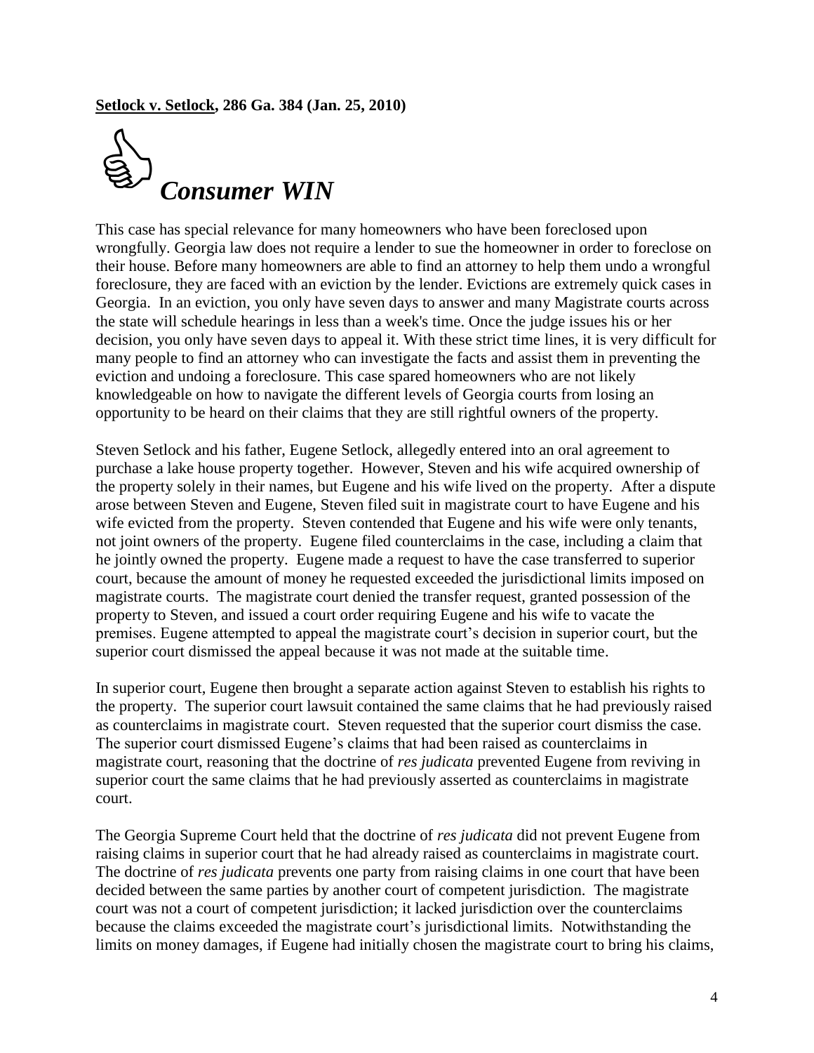**Setlock v. Setlock, 286 Ga. 384 (Jan. 25, 2010)**

***Consumer WIN***

This case has special relevance for many homeowners who have been foreclosed upon wrongfully. Georgia law does not require a lender to sue the homeowner in order to foreclose on their house. Before many homeowners are able to find an attorney to help them undo a wrongful foreclosure, they are faced with an eviction by the lender. Evictions are extremely quick cases in Georgia. In an eviction, you only have seven days to answer and many Magistrate courts across the state will schedule hearings in less than a week's time. Once the judge issues his or her decision, you only have seven days to appeal it. With these strict time lines, it is very difficult for many people to find an attorney who can investigate the facts and assist them in preventing the eviction and undoing a foreclosure. This case spared homeowners who are not likely knowledgeable on how to navigate the different levels of Georgia courts from losing an opportunity to be heard on their claims that they are still rightful owners of the property.

Steven Setlock and his father, Eugene Setlock, allegedly entered into an oral agreement to purchase a lake house property together. However, Steven and his wife acquired ownership of the property solely in their names, but Eugene and his wife lived on the property. After a dispute arose between Steven and Eugene, Steven filed suit in magistrate court to have Eugene and his wife evicted from the property. Steven contended that Eugene and his wife were only tenants, not joint owners of the property. Eugene filed counterclaims in the case, including a claim that he jointly owned the property. Eugene made a request to have the case transferred to superior court, because the amount of money he requested exceeded the jurisdictional limits imposed on magistrate courts. The magistrate court denied the transfer request, granted possession of the property to Steven, and issued a court order requiring Eugene and his wife to vacate the premises. Eugene attempted to appeal the magistrate court's decision in superior court, but the superior court dismissed the appeal because it was not made at the suitable time.

In superior court, Eugene then brought a separate action against Steven to establish his rights to the property. The superior court lawsuit contained the same claims that he had previously raised as counterclaims in magistrate court. Steven requested that the superior court dismiss the case. The superior court dismissed Eugene's claims that had been raised as counterclaims in magistrate court, reasoning that the doctrine of *res judicata* prevented Eugene from reviving in superior court the same claims that he had previously asserted as counterclaims in magistrate court.

The Georgia Supreme Court held that the doctrine of *res judicata* did not prevent Eugene from raising claims in superior court that he had already raised as counterclaims in magistrate court. The doctrine of *res judicata* prevents one party from raising claims in one court that have been decided between the same parties by another court of competent jurisdiction. The magistrate court was not a court of competent jurisdiction; it lacked jurisdiction over the counterclaims because the claims exceeded the magistrate court's jurisdictional limits. Notwithstanding the limits on money damages, if Eugene had initially chosen the magistrate court to bring his claims,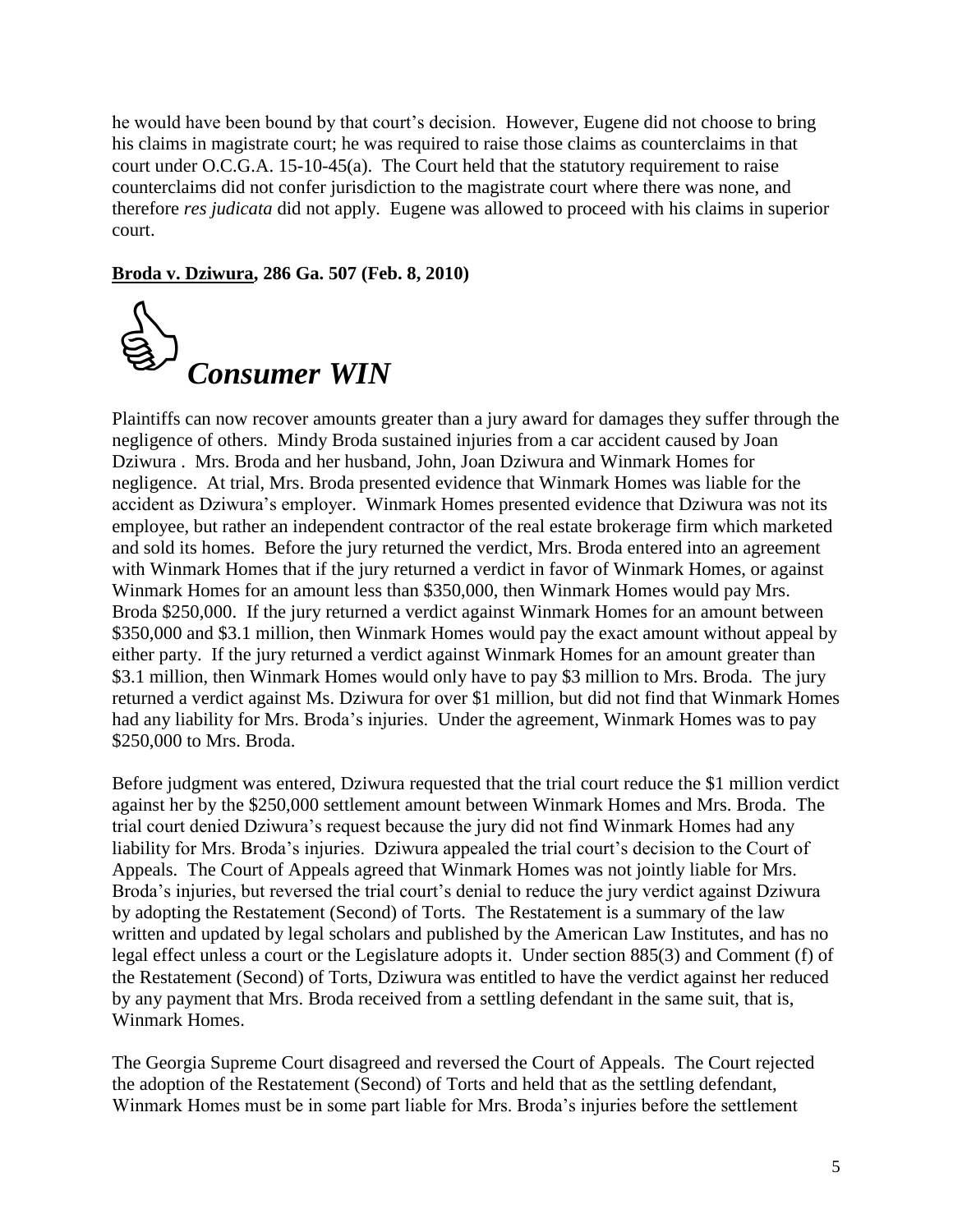he would have been bound by that court's decision. However, Eugene did not choose to bring his claims in magistrate court; he was required to raise those claims as counterclaims in that court under O.C.G.A. 15-10-45(a). The Court held that the statutory requirement to raise counterclaims did not confer jurisdiction to the magistrate court where there was none, and therefore *res judicata* did not apply. Eugene was allowed to proceed with his claims in superior court.

**Broda v. Dziwura, 286 Ga. 507 (Feb. 8, 2010)**

***Consumer WIN***

Plaintiffs can now recover amounts greater than a jury award for damages they suffer through the negligence of others. Mindy Broda sustained injuries from a car accident caused by Joan Dziwura . Mrs. Broda and her husband, John, Joan Dziwura and Winmark Homes for negligence. At trial, Mrs. Broda presented evidence that Winmark Homes was liable for the accident as Dziwura's employer. Winmark Homes presented evidence that Dziwura was not its employee, but rather an independent contractor of the real estate brokerage firm which marketed and sold its homes. Before the jury returned the verdict, Mrs. Broda entered into an agreement with Winmark Homes that if the jury returned a verdict in favor of Winmark Homes, or against Winmark Homes for an amount less than \$350,000, then Winmark Homes would pay Mrs. Broda \$250,000. If the jury returned a verdict against Winmark Homes for an amount between \$350,000 and \$3.1 million, then Winmark Homes would pay the exact amount without appeal by either party. If the jury returned a verdict against Winmark Homes for an amount greater than \$3.1 million, then Winmark Homes would only have to pay \$3 million to Mrs. Broda. The jury returned a verdict against Ms. Dziwura for over \$1 million, but did not find that Winmark Homes had any liability for Mrs. Broda's injuries. Under the agreement, Winmark Homes was to pay \$250,000 to Mrs. Broda.

Before judgment was entered, Dziwura requested that the trial court reduce the \$1 million verdict against her by the \$250,000 settlement amount between Winmark Homes and Mrs. Broda. The trial court denied Dziwura's request because the jury did not find Winmark Homes had any liability for Mrs. Broda's injuries. Dziwura appealed the trial court's decision to the Court of Appeals. The Court of Appeals agreed that Winmark Homes was not jointly liable for Mrs. Broda's injuries, but reversed the trial court's denial to reduce the jury verdict against Dziwura by adopting the Restatement (Second) of Torts. The Restatement is a summary of the law written and updated by legal scholars and published by the American Law Institutes, and has no legal effect unless a court or the Legislature adopts it. Under section 885(3) and Comment (f) of the Restatement (Second) of Torts, Dziwura was entitled to have the verdict against her reduced by any payment that Mrs. Broda received from a settling defendant in the same suit, that is, Winmark Homes.

The Georgia Supreme Court disagreed and reversed the Court of Appeals. The Court rejected the adoption of the Restatement (Second) of Torts and held that as the settling defendant, Winmark Homes must be in some part liable for Mrs. Broda's injuries before the settlement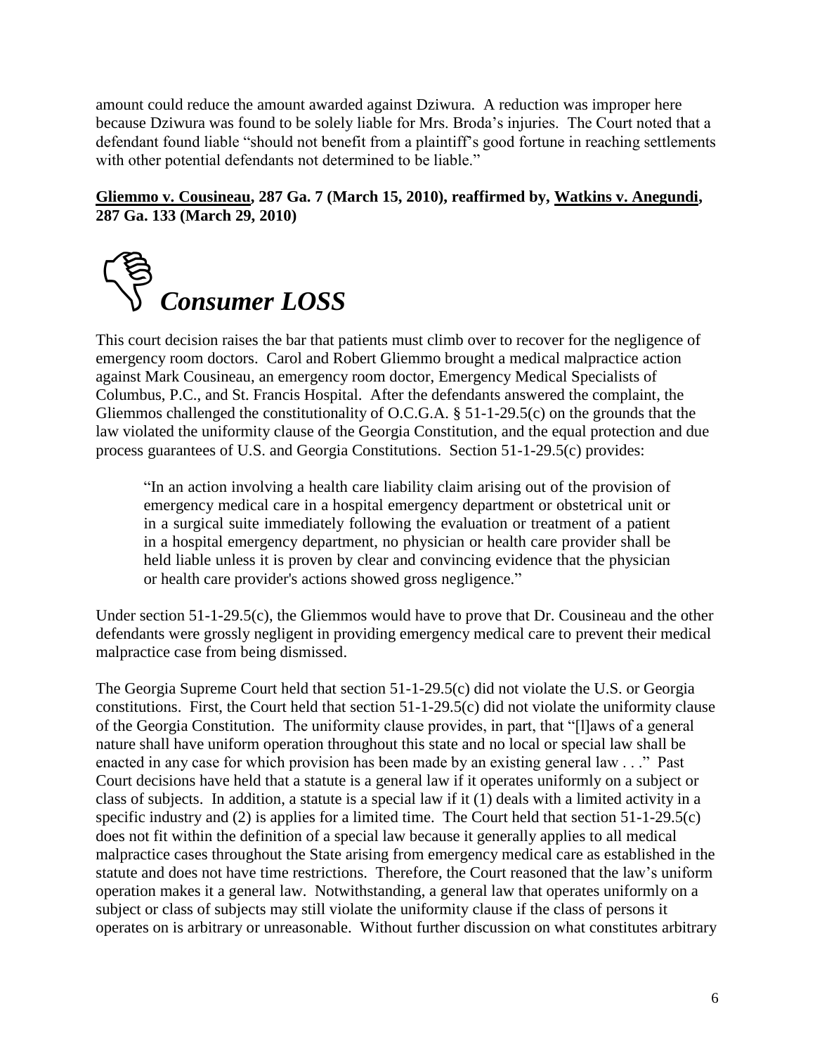amount could reduce the amount awarded against Dziwura. A reduction was improper here because Dziwura was found to be solely liable for Mrs. Broda's injuries. The Court noted that a defendant found liable "should not benefit from a plaintiff's good fortune in reaching settlements with other potential defendants not determined to be liable."

**Gliemmo v. Cousineau, 287 Ga. 7 (March 15, 2010), reaffirmed by, Watkins v. Anegundi, 287 Ga. 133 (March 29, 2010)**

***Consumer LOSS***

This court decision raises the bar that patients must climb over to recover for the negligence of emergency room doctors. Carol and Robert Gliemmo brought a medical malpractice action against Mark Cousineau, an emergency room doctor, Emergency Medical Specialists of Columbus, P.C., and St. Francis Hospital. After the defendants answered the complaint, the Gliemmos challenged the constitutionality of O.C.G.A. § 51-1-29.5(c) on the grounds that the law violated the uniformity clause of the Georgia Constitution, and the equal protection and due process guarantees of U.S. and Georgia Constitutions. Section 51-1-29.5(c) provides:

> "In an action involving a health care liability claim arising out of the provision of emergency medical care in a hospital emergency department or obstetrical unit or in a surgical suite immediately following the evaluation or treatment of a patient in a hospital emergency department, no physician or health care provider shall be held liable unless it is proven by clear and convincing evidence that the physician or health care provider's actions showed gross negligence."

Under section 51-1-29.5(c), the Gliemmos would have to prove that Dr. Cousineau and the other defendants were grossly negligent in providing emergency medical care to prevent their medical malpractice case from being dismissed.

The Georgia Supreme Court held that section 51-1-29.5(c) did not violate the U.S. or Georgia constitutions. First, the Court held that section 51-1-29.5(c) did not violate the uniformity clause of the Georgia Constitution. The uniformity clause provides, in part, that "[l]aws of a general nature shall have uniform operation throughout this state and no local or special law shall be enacted in any case for which provision has been made by an existing general law . . ." Past Court decisions have held that a statute is a general law if it operates uniformly on a subject or class of subjects. In addition, a statute is a special law if it (1) deals with a limited activity in a specific industry and (2) is applies for a limited time. The Court held that section 51-1-29.5(c) does not fit within the definition of a special law because it generally applies to all medical malpractice cases throughout the State arising from emergency medical care as established in the statute and does not have time restrictions. Therefore, the Court reasoned that the law's uniform operation makes it a general law. Notwithstanding, a general law that operates uniformly on a subject or class of subjects may still violate the uniformity clause if the class of persons it operates on is arbitrary or unreasonable. Without further discussion on what constitutes arbitrary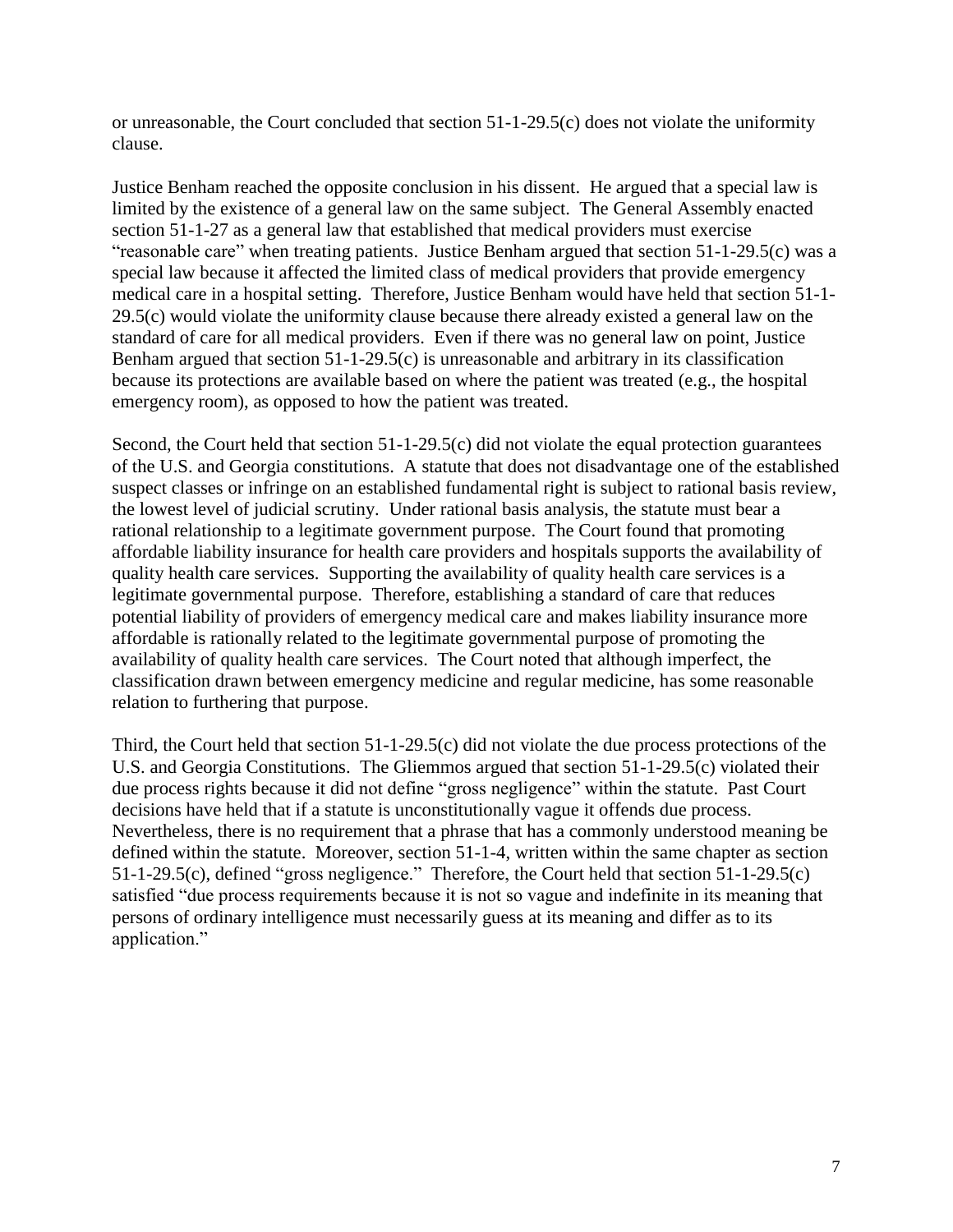or unreasonable, the Court concluded that section 51-1-29.5(c) does not violate the uniformity clause.

Justice Benham reached the opposite conclusion in his dissent. He argued that a special law is limited by the existence of a general law on the same subject. The General Assembly enacted section 51-1-27 as a general law that established that medical providers must exercise "reasonable care" when treating patients. Justice Benham argued that section 51-1-29.5(c) was a special law because it affected the limited class of medical providers that provide emergency medical care in a hospital setting. Therefore, Justice Benham would have held that section 51-1-29.5(c) would violate the uniformity clause because there already existed a general law on the standard of care for all medical providers. Even if there was no general law on point, Justice Benham argued that section 51-1-29.5(c) is unreasonable and arbitrary in its classification because its protections are available based on where the patient was treated (e.g., the hospital emergency room), as opposed to how the patient was treated.

Second, the Court held that section 51-1-29.5(c) did not violate the equal protection guarantees of the U.S. and Georgia constitutions. A statute that does not disadvantage one of the established suspect classes or infringe on an established fundamental right is subject to rational basis review, the lowest level of judicial scrutiny. Under rational basis analysis, the statute must bear a rational relationship to a legitimate government purpose. The Court found that promoting affordable liability insurance for health care providers and hospitals supports the availability of quality health care services. Supporting the availability of quality health care services is a legitimate governmental purpose. Therefore, establishing a standard of care that reduces potential liability of providers of emergency medical care and makes liability insurance more affordable is rationally related to the legitimate governmental purpose of promoting the availability of quality health care services. The Court noted that although imperfect, the classification drawn between emergency medicine and regular medicine, has some reasonable relation to furthering that purpose.

Third, the Court held that section 51-1-29.5(c) did not violate the due process protections of the U.S. and Georgia Constitutions. The Gliemmos argued that section 51-1-29.5(c) violated their due process rights because it did not define "gross negligence" within the statute. Past Court decisions have held that if a statute is unconstitutionally vague it offends due process. Nevertheless, there is no requirement that a phrase that has a commonly understood meaning be defined within the statute. Moreover, section 51-1-4, written within the same chapter as section 51-1-29.5(c), defined "gross negligence." Therefore, the Court held that section 51-1-29.5(c) satisfied "due process requirements because it is not so vague and indefinite in its meaning that persons of ordinary intelligence must necessarily guess at its meaning and differ as to its application."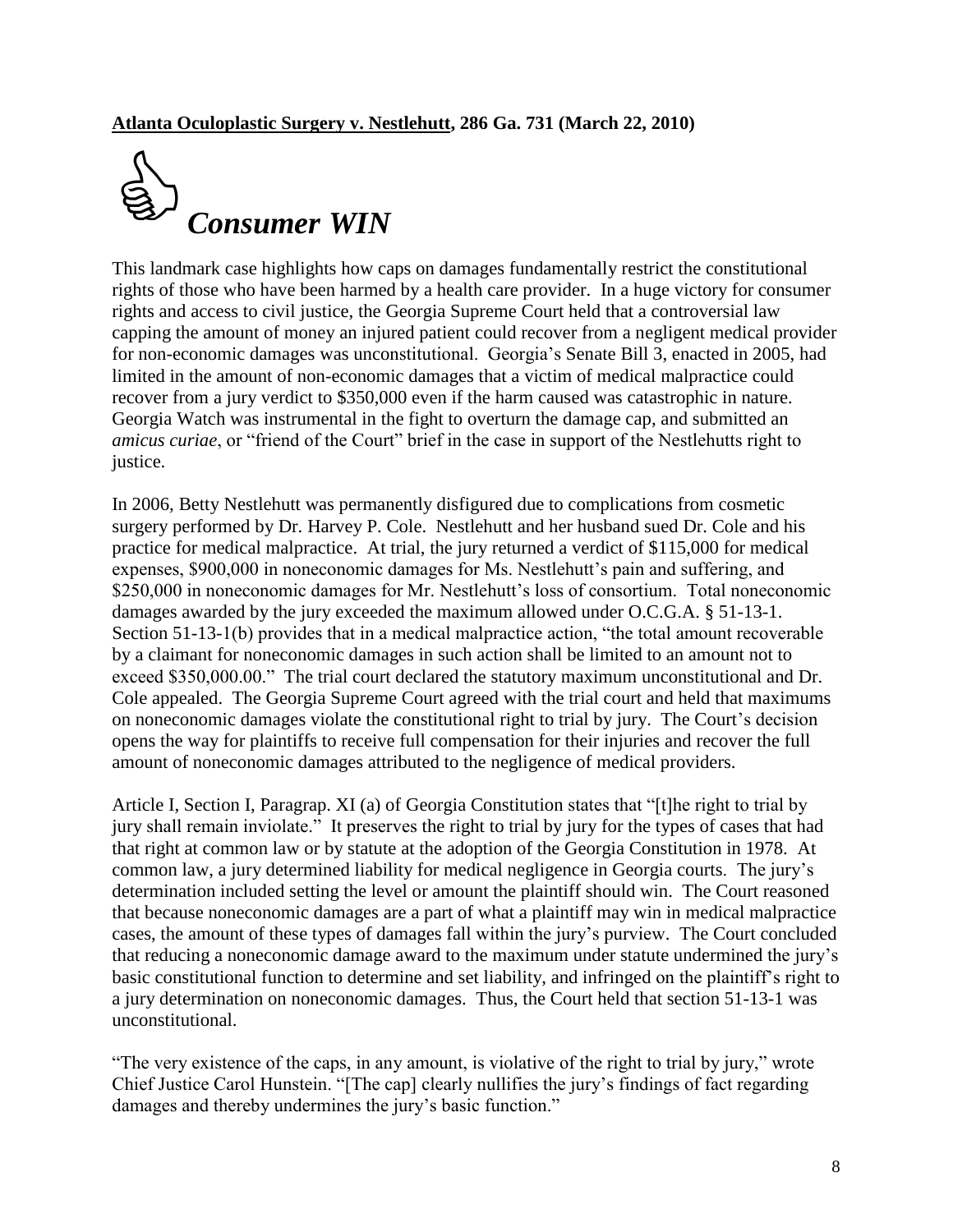**<u>Atlanta Oculoplastic Surgery v. Nestlehutt</u>, 286 Ga. 731 (March 22, 2010)**

## ***Consumer WIN***

This landmark case highlights how caps on damages fundamentally restrict the constitutional rights of those who have been harmed by a health care provider. In a huge victory for consumer rights and access to civil justice, the Georgia Supreme Court held that a controversial law capping the amount of money an injured patient could recover from a negligent medical provider for non-economic damages was unconstitutional. Georgia's Senate Bill 3, enacted in 2005, had limited in the amount of non-economic damages that a victim of medical malpractice could recover from a jury verdict to $350,000 even if the harm caused was catastrophic in nature. Georgia Watch was instrumental in the fight to overturn the damage cap, and submitted an *amicus curiae*, or "friend of the Court" brief in the case in support of the Nestlehutts right to justice.

In 2006, Betty Nestlehutt was permanently disfigured due to complications from cosmetic surgery performed by Dr. Harvey P. Cole. Nestlehutt and her husband sued Dr. Cole and his practice for medical malpractice. At trial, the jury returned a verdict of $115,000 for medical expenses, $900,000 in noneconomic damages for Ms. Nestlehutt's pain and suffering, and $250,000 in noneconomic damages for Mr. Nestlehutt's loss of consortium. Total noneconomic damages awarded by the jury exceeded the maximum allowed under O.C.G.A. § 51-13-1. Section 51-13-1(b) provides that in a medical malpractice action, "the total amount recoverable by a claimant for noneconomic damages in such action shall be limited to an amount not to exceed $350,000.00." The trial court declared the statutory maximum unconstitutional and Dr. Cole appealed. The Georgia Supreme Court agreed with the trial court and held that maximums on noneconomic damages violate the constitutional right to trial by jury. The Court's decision opens the way for plaintiffs to receive full compensation for their injuries and recover the full amount of noneconomic damages attributed to the negligence of medical providers.

Article I, Section I, Paragrap. XI (a) of Georgia Constitution states that "[t]he right to trial by jury shall remain inviolate." It preserves the right to trial by jury for the types of cases that had that right at common law or by statute at the adoption of the Georgia Constitution in 1978. At common law, a jury determined liability for medical negligence in Georgia courts. The jury's determination included setting the level or amount the plaintiff should win. The Court reasoned that because noneconomic damages are a part of what a plaintiff may win in medical malpractice cases, the amount of these types of damages fall within the jury's purview. The Court concluded that reducing a noneconomic damage award to the maximum under statute undermined the jury's basic constitutional function to determine and set liability, and infringed on the plaintiff's right to a jury determination on noneconomic damages. Thus, the Court held that section 51-13-1 was unconstitutional.

"The very existence of the caps, in any amount, is violative of the right to trial by jury," wrote Chief Justice Carol Hunstein. "[The cap] clearly nullifies the jury's findings of fact regarding damages and thereby undermines the jury's basic function."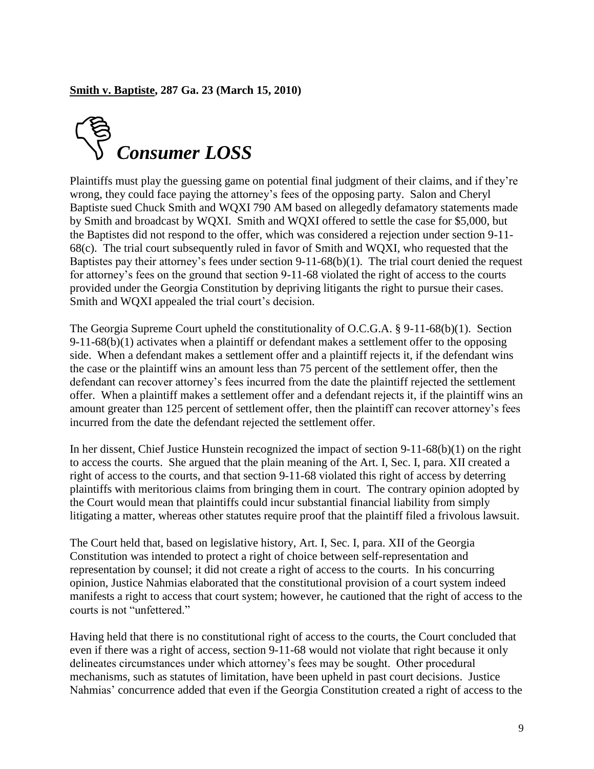**Smith v. Baptiste, 287 Ga. 23 (March 15, 2010)**

## *Consumer LOSS*

Plaintiffs must play the guessing game on potential final judgment of their claims, and if they're wrong, they could face paying the attorney's fees of the opposing party. Salon and Cheryl Baptiste sued Chuck Smith and WQXI 790 AM based on allegedly defamatory statements made by Smith and broadcast by WQXI. Smith and WQXI offered to settle the case for $5,000, but the Baptistes did not respond to the offer, which was considered a rejection under section 9-11-68(c). The trial court subsequently ruled in favor of Smith and WQXI, who requested that the Baptistes pay their attorney's fees under section 9-11-68(b)(1). The trial court denied the request for attorney's fees on the ground that section 9-11-68 violated the right of access to the courts provided under the Georgia Constitution by depriving litigants the right to pursue their cases. Smith and WQXI appealed the trial court's decision.

The Georgia Supreme Court upheld the constitutionality of O.C.G.A. § 9-11-68(b)(1). Section 9-11-68(b)(1) activates when a plaintiff or defendant makes a settlement offer to the opposing side. When a defendant makes a settlement offer and a plaintiff rejects it, if the defendant wins the case or the plaintiff wins an amount less than 75 percent of the settlement offer, then the defendant can recover attorney's fees incurred from the date the plaintiff rejected the settlement offer. When a plaintiff makes a settlement offer and a defendant rejects it, if the plaintiff wins an amount greater than 125 percent of settlement offer, then the plaintiff can recover attorney's fees incurred from the date the defendant rejected the settlement offer.

In her dissent, Chief Justice Hunstein recognized the impact of section 9-11-68(b)(1) on the right to access the courts. She argued that the plain meaning of the Art. I, Sec. I, para. XII created a right of access to the courts, and that section 9-11-68 violated this right of access by deterring plaintiffs with meritorious claims from bringing them in court. The contrary opinion adopted by the Court would mean that plaintiffs could incur substantial financial liability from simply litigating a matter, whereas other statutes require proof that the plaintiff filed a frivolous lawsuit.

The Court held that, based on legislative history, Art. I, Sec. I, para. XII of the Georgia Constitution was intended to protect a right of choice between self-representation and representation by counsel; it did not create a right of access to the courts. In his concurring opinion, Justice Nahmias elaborated that the constitutional provision of a court system indeed manifests a right to access that court system; however, he cautioned that the right of access to the courts is not "unfettered."

Having held that there is no constitutional right of access to the courts, the Court concluded that even if there was a right of access, section 9-11-68 would not violate that right because it only delineates circumstances under which attorney's fees may be sought. Other procedural mechanisms, such as statutes of limitation, have been upheld in past court decisions. Justice Nahmias' concurrence added that even if the Georgia Constitution created a right of access to the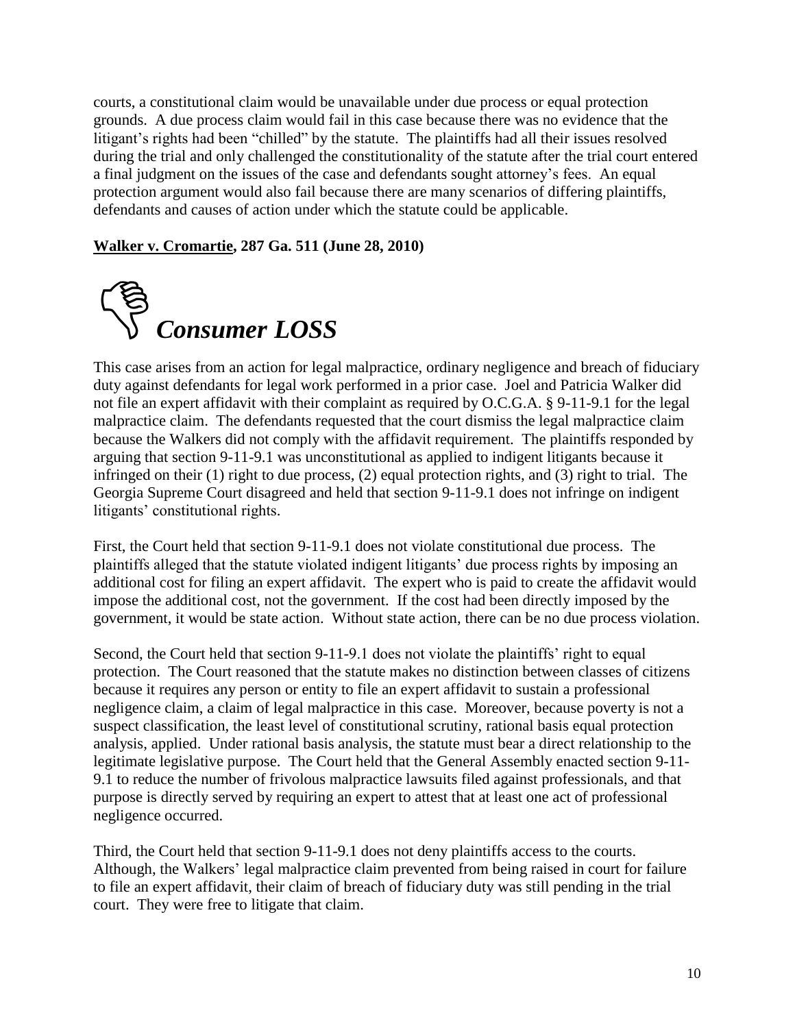courts, a constitutional claim would be unavailable under due process or equal protection grounds. A due process claim would fail in this case because there was no evidence that the litigant's rights had been "chilled" by the statute. The plaintiffs had all their issues resolved during the trial and only challenged the constitutionality of the statute after the trial court entered a final judgment on the issues of the case and defendants sought attorney's fees. An equal protection argument would also fail because there are many scenarios of differing plaintiffs, defendants and causes of action under which the statute could be applicable.

**Walker v. Cromartie, 287 Ga. 511 (June 28, 2010)**

## *Consumer LOSS*

This case arises from an action for legal malpractice, ordinary negligence and breach of fiduciary duty against defendants for legal work performed in a prior case. Joel and Patricia Walker did not file an expert affidavit with their complaint as required by O.C.G.A. § 9-11-9.1 for the legal malpractice claim. The defendants requested that the court dismiss the legal malpractice claim because the Walkers did not comply with the affidavit requirement. The plaintiffs responded by arguing that section 9-11-9.1 was unconstitutional as applied to indigent litigants because it infringed on their (1) right to due process, (2) equal protection rights, and (3) right to trial. The Georgia Supreme Court disagreed and held that section 9-11-9.1 does not infringe on indigent litigants' constitutional rights.

First, the Court held that section 9-11-9.1 does not violate constitutional due process. The plaintiffs alleged that the statute violated indigent litigants' due process rights by imposing an additional cost for filing an expert affidavit. The expert who is paid to create the affidavit would impose the additional cost, not the government. If the cost had been directly imposed by the government, it would be state action. Without state action, there can be no due process violation.

Second, the Court held that section 9-11-9.1 does not violate the plaintiffs' right to equal protection. The Court reasoned that the statute makes no distinction between classes of citizens because it requires any person or entity to file an expert affidavit to sustain a professional negligence claim, a claim of legal malpractice in this case. Moreover, because poverty is not a suspect classification, the least level of constitutional scrutiny, rational basis equal protection analysis, applied. Under rational basis analysis, the statute must bear a direct relationship to the legitimate legislative purpose. The Court held that the General Assembly enacted section 9-11-9.1 to reduce the number of frivolous malpractice lawsuits filed against professionals, and that purpose is directly served by requiring an expert to attest that at least one act of professional negligence occurred.

Third, the Court held that section 9-11-9.1 does not deny plaintiffs access to the courts. Although, the Walkers' legal malpractice claim prevented from being raised in court for failure to file an expert affidavit, their claim of breach of fiduciary duty was still pending in the trial court. They were free to litigate that claim.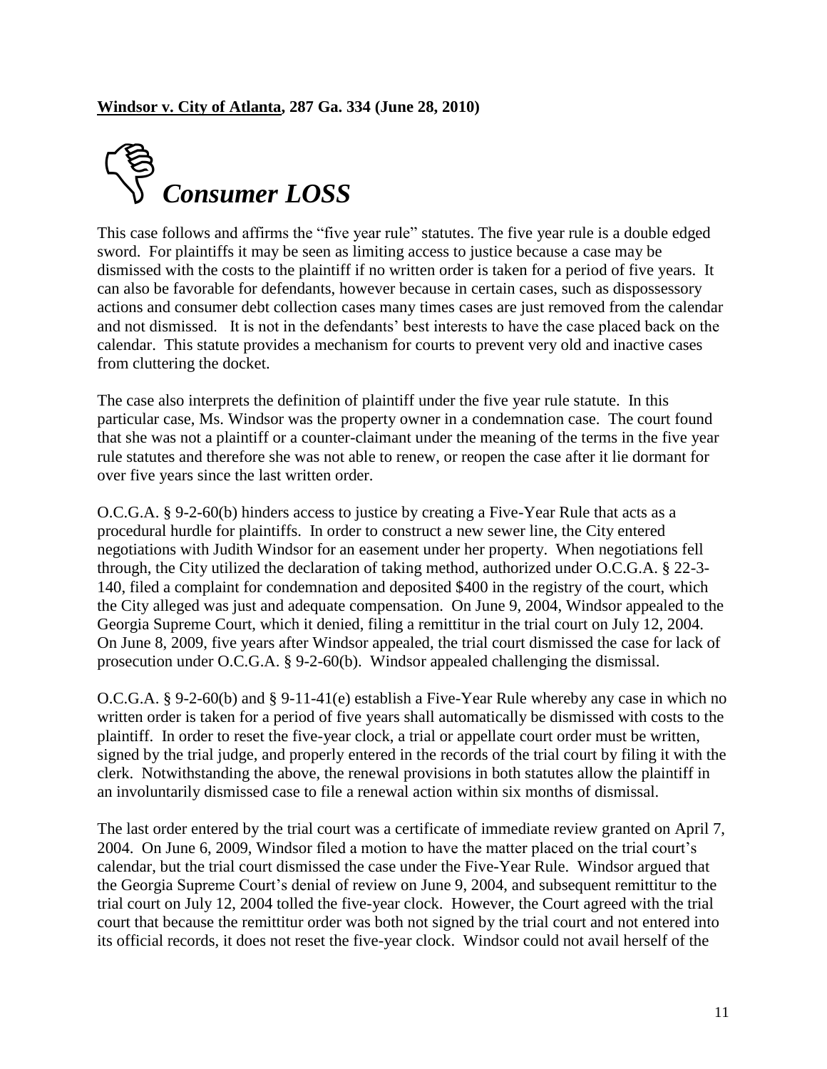**<u>Windsor v. City of Atlanta</u>, 287 Ga. 334 (June 28, 2010)**

## *Consumer LOSS*

This case follows and affirms the "five year rule" statutes. The five year rule is a double edged sword. For plaintiffs it may be seen as limiting access to justice because a case may be dismissed with the costs to the plaintiff if no written order is taken for a period of five years. It can also be favorable for defendants, however because in certain cases, such as dispossessory actions and consumer debt collection cases many times cases are just removed from the calendar and not dismissed. It is not in the defendants' best interests to have the case placed back on the calendar. This statute provides a mechanism for courts to prevent very old and inactive cases from cluttering the docket.

The case also interprets the definition of plaintiff under the five year rule statute. In this particular case, Ms. Windsor was the property owner in a condemnation case. The court found that she was not a plaintiff or a counter-claimant under the meaning of the terms in the five year rule statutes and therefore she was not able to renew, or reopen the case after it lie dormant for over five years since the last written order.

O.C.G.A. § 9-2-60(b) hinders access to justice by creating a Five-Year Rule that acts as a procedural hurdle for plaintiffs. In order to construct a new sewer line, the City entered negotiations with Judith Windsor for an easement under her property. When negotiations fell through, the City utilized the declaration of taking method, authorized under O.C.G.A. § 22-3-140, filed a complaint for condemnation and deposited $400 in the registry of the court, which the City alleged was just and adequate compensation. On June 9, 2004, Windsor appealed to the Georgia Supreme Court, which it denied, filing a remittitur in the trial court on July 12, 2004. On June 8, 2009, five years after Windsor appealed, the trial court dismissed the case for lack of prosecution under O.C.G.A. § 9-2-60(b). Windsor appealed challenging the dismissal.

O.C.G.A. § 9-2-60(b) and § 9-11-41(e) establish a Five-Year Rule whereby any case in which no written order is taken for a period of five years shall automatically be dismissed with costs to the plaintiff. In order to reset the five-year clock, a trial or appellate court order must be written, signed by the trial judge, and properly entered in the records of the trial court by filing it with the clerk. Notwithstanding the above, the renewal provisions in both statutes allow the plaintiff in an involuntarily dismissed case to file a renewal action within six months of dismissal.

The last order entered by the trial court was a certificate of immediate review granted on April 7, 2004. On June 6, 2009, Windsor filed a motion to have the matter placed on the trial court's calendar, but the trial court dismissed the case under the Five-Year Rule. Windsor argued that the Georgia Supreme Court's denial of review on June 9, 2004, and subsequent remittitur to the trial court on July 12, 2004 tolled the five-year clock. However, the Court agreed with the trial court that because the remittitur order was both not signed by the trial court and not entered into its official records, it does not reset the five-year clock. Windsor could not avail herself of the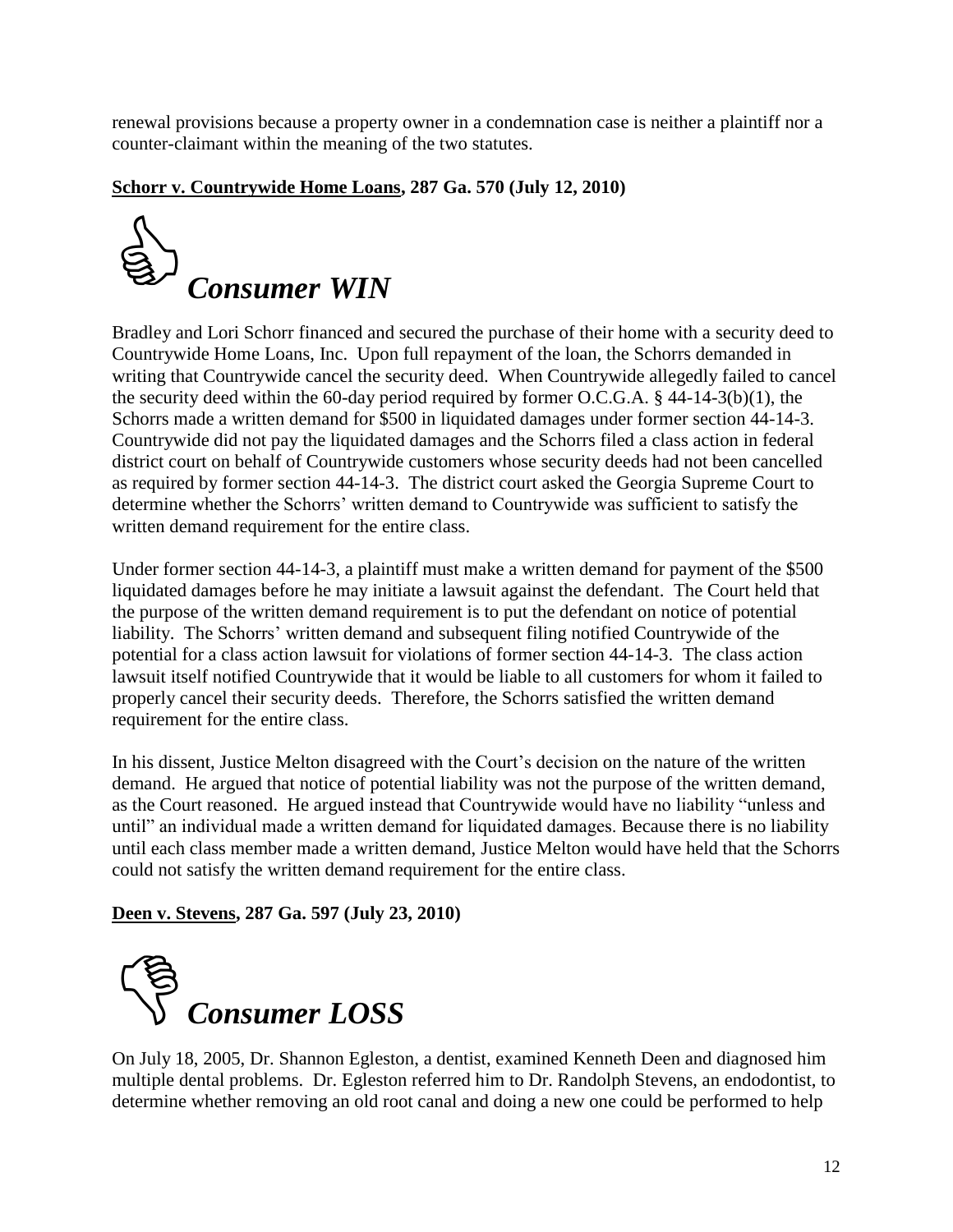renewal provisions because a property owner in a condemnation case is neither a plaintiff nor a counter-claimant within the meaning of the two statutes.

**<u>Schorr v. Countrywide Home Loans</u>, 287 Ga. 570 (July 12, 2010)**

## *Consumer WIN*

Bradley and Lori Schorr financed and secured the purchase of their home with a security deed to Countrywide Home Loans, Inc. Upon full repayment of the loan, the Schorrs demanded in writing that Countrywide cancel the security deed. When Countrywide allegedly failed to cancel the security deed within the 60-day period required by former O.C.G.A. § 44-14-3(b)(1), the Schorrs made a written demand for $500 in liquidated damages under former section 44-14-3. Countrywide did not pay the liquidated damages and the Schorrs filed a class action in federal district court on behalf of Countrywide customers whose security deeds had not been cancelled as required by former section 44-14-3. The district court asked the Georgia Supreme Court to determine whether the Schorrs' written demand to Countrywide was sufficient to satisfy the written demand requirement for the entire class.

Under former section 44-14-3, a plaintiff must make a written demand for payment of the $500 liquidated damages before he may initiate a lawsuit against the defendant. The Court held that the purpose of the written demand requirement is to put the defendant on notice of potential liability. The Schorrs' written demand and subsequent filing notified Countrywide of the potential for a class action lawsuit for violations of former section 44-14-3. The class action lawsuit itself notified Countrywide that it would be liable to all customers for whom it failed to properly cancel their security deeds. Therefore, the Schorrs satisfied the written demand requirement for the entire class.

In his dissent, Justice Melton disagreed with the Court's decision on the nature of the written demand. He argued that notice of potential liability was not the purpose of the written demand, as the Court reasoned. He argued instead that Countrywide would have no liability "unless and until" an individual made a written demand for liquidated damages. Because there is no liability until each class member made a written demand, Justice Melton would have held that the Schorrs could not satisfy the written demand requirement for the entire class.

**<u>Deen v. Stevens</u>, 287 Ga. 597 (July 23, 2010)**

## *Consumer LOSS*

On July 18, 2005, Dr. Shannon Egleston, a dentist, examined Kenneth Deen and diagnosed him multiple dental problems. Dr. Egleston referred him to Dr. Randolph Stevens, an endodontist, to determine whether removing an old root canal and doing a new one could be performed to help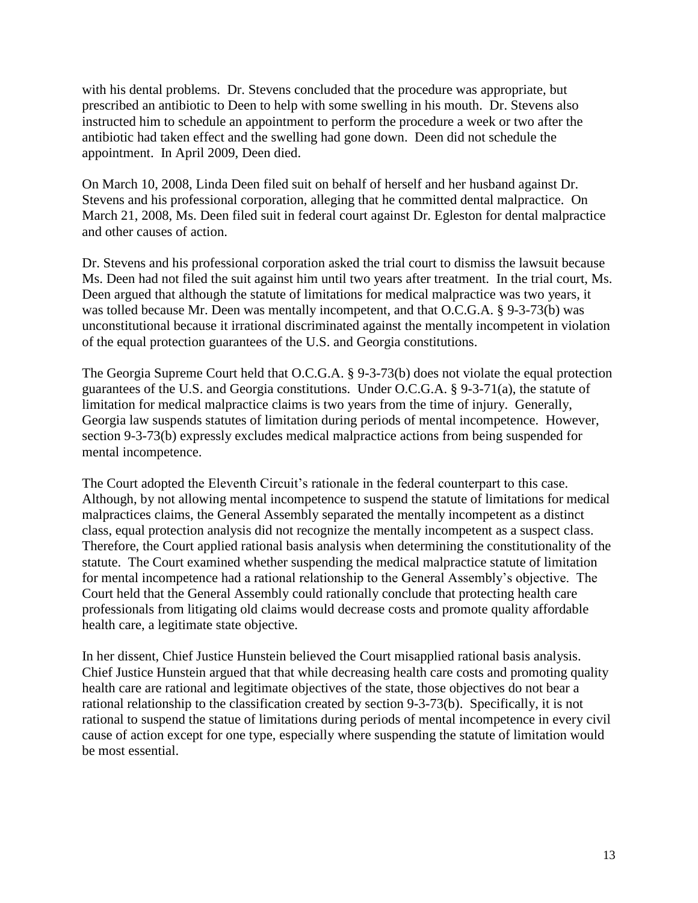with his dental problems. Dr. Stevens concluded that the procedure was appropriate, but prescribed an antibiotic to Deen to help with some swelling in his mouth. Dr. Stevens also instructed him to schedule an appointment to perform the procedure a week or two after the antibiotic had taken effect and the swelling had gone down. Deen did not schedule the appointment. In April 2009, Deen died.

On March 10, 2008, Linda Deen filed suit on behalf of herself and her husband against Dr. Stevens and his professional corporation, alleging that he committed dental malpractice. On March 21, 2008, Ms. Deen filed suit in federal court against Dr. Egleston for dental malpractice and other causes of action.

Dr. Stevens and his professional corporation asked the trial court to dismiss the lawsuit because Ms. Deen had not filed the suit against him until two years after treatment. In the trial court, Ms. Deen argued that although the statute of limitations for medical malpractice was two years, it was tolled because Mr. Deen was mentally incompetent, and that O.C.G.A. § 9-3-73(b) was unconstitutional because it irrational discriminated against the mentally incompetent in violation of the equal protection guarantees of the U.S. and Georgia constitutions.

The Georgia Supreme Court held that O.C.G.A. § 9-3-73(b) does not violate the equal protection guarantees of the U.S. and Georgia constitutions. Under O.C.G.A. § 9-3-71(a), the statute of limitation for medical malpractice claims is two years from the time of injury. Generally, Georgia law suspends statutes of limitation during periods of mental incompetence. However, section 9-3-73(b) expressly excludes medical malpractice actions from being suspended for mental incompetence.

The Court adopted the Eleventh Circuit's rationale in the federal counterpart to this case. Although, by not allowing mental incompetence to suspend the statute of limitations for medical malpractices claims, the General Assembly separated the mentally incompetent as a distinct class, equal protection analysis did not recognize the mentally incompetent as a suspect class. Therefore, the Court applied rational basis analysis when determining the constitutionality of the statute. The Court examined whether suspending the medical malpractice statute of limitation for mental incompetence had a rational relationship to the General Assembly's objective. The Court held that the General Assembly could rationally conclude that protecting health care professionals from litigating old claims would decrease costs and promote quality affordable health care, a legitimate state objective.

In her dissent, Chief Justice Hunstein believed the Court misapplied rational basis analysis. Chief Justice Hunstein argued that that while decreasing health care costs and promoting quality health care are rational and legitimate objectives of the state, those objectives do not bear a rational relationship to the classification created by section 9-3-73(b). Specifically, it is not rational to suspend the statue of limitations during periods of mental incompetence in every civil cause of action except for one type, especially where suspending the statute of limitation would be most essential.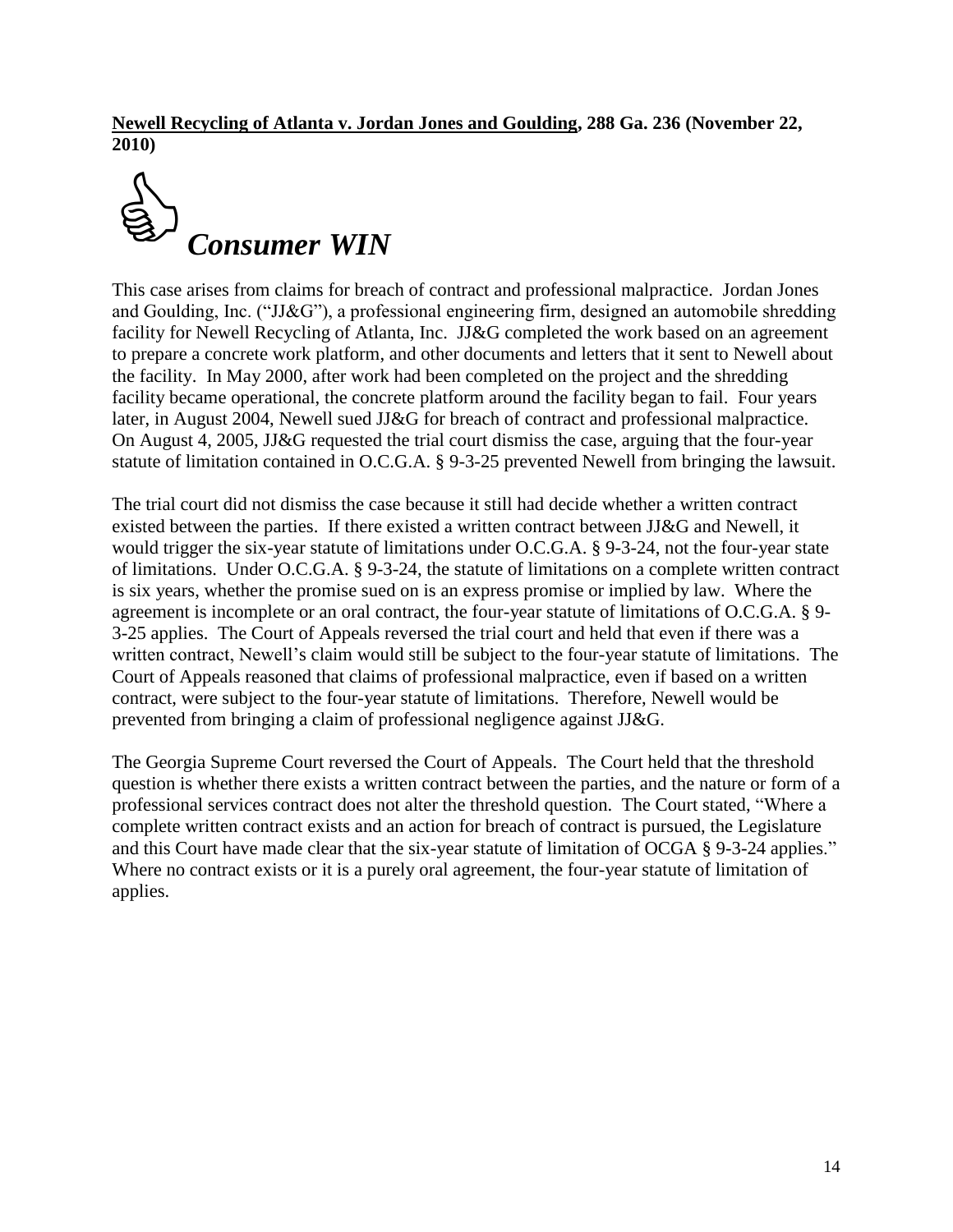**<u>Newell Recycling of Atlanta v. Jordan Jones and Goulding</u>, 288 Ga. 236 (November 22, 2010)**

***Consumer WIN***

This case arises from claims for breach of contract and professional malpractice. Jordan Jones and Goulding, Inc. ("JJ&G"), a professional engineering firm, designed an automobile shredding facility for Newell Recycling of Atlanta, Inc. JJ&G completed the work based on an agreement to prepare a concrete work platform, and other documents and letters that it sent to Newell about the facility. In May 2000, after work had been completed on the project and the shredding facility became operational, the concrete platform around the facility began to fail. Four years later, in August 2004, Newell sued JJ&G for breach of contract and professional malpractice. On August 4, 2005, JJ&G requested the trial court dismiss the case, arguing that the four-year statute of limitation contained in O.C.G.A. § 9-3-25 prevented Newell from bringing the lawsuit.

The trial court did not dismiss the case because it still had decide whether a written contract existed between the parties. If there existed a written contract between JJ&G and Newell, it would trigger the six-year statute of limitations under O.C.G.A. § 9-3-24, not the four-year state of limitations. Under O.C.G.A. § 9-3-24, the statute of limitations on a complete written contract is six years, whether the promise sued on is an express promise or implied by law. Where the agreement is incomplete or an oral contract, the four-year statute of limitations of O.C.G.A. § 9-3-25 applies. The Court of Appeals reversed the trial court and held that even if there was a written contract, Newell's claim would still be subject to the four-year statute of limitations. The Court of Appeals reasoned that claims of professional malpractice, even if based on a written contract, were subject to the four-year statute of limitations. Therefore, Newell would be prevented from bringing a claim of professional negligence against JJ&G.

The Georgia Supreme Court reversed the Court of Appeals. The Court held that the threshold question is whether there exists a written contract between the parties, and the nature or form of a professional services contract does not alter the threshold question. The Court stated, "Where a complete written contract exists and an action for breach of contract is pursued, the Legislature and this Court have made clear that the six-year statute of limitation of OCGA § 9-3-24 applies." Where no contract exists or it is a purely oral agreement, the four-year statute of limitation of applies.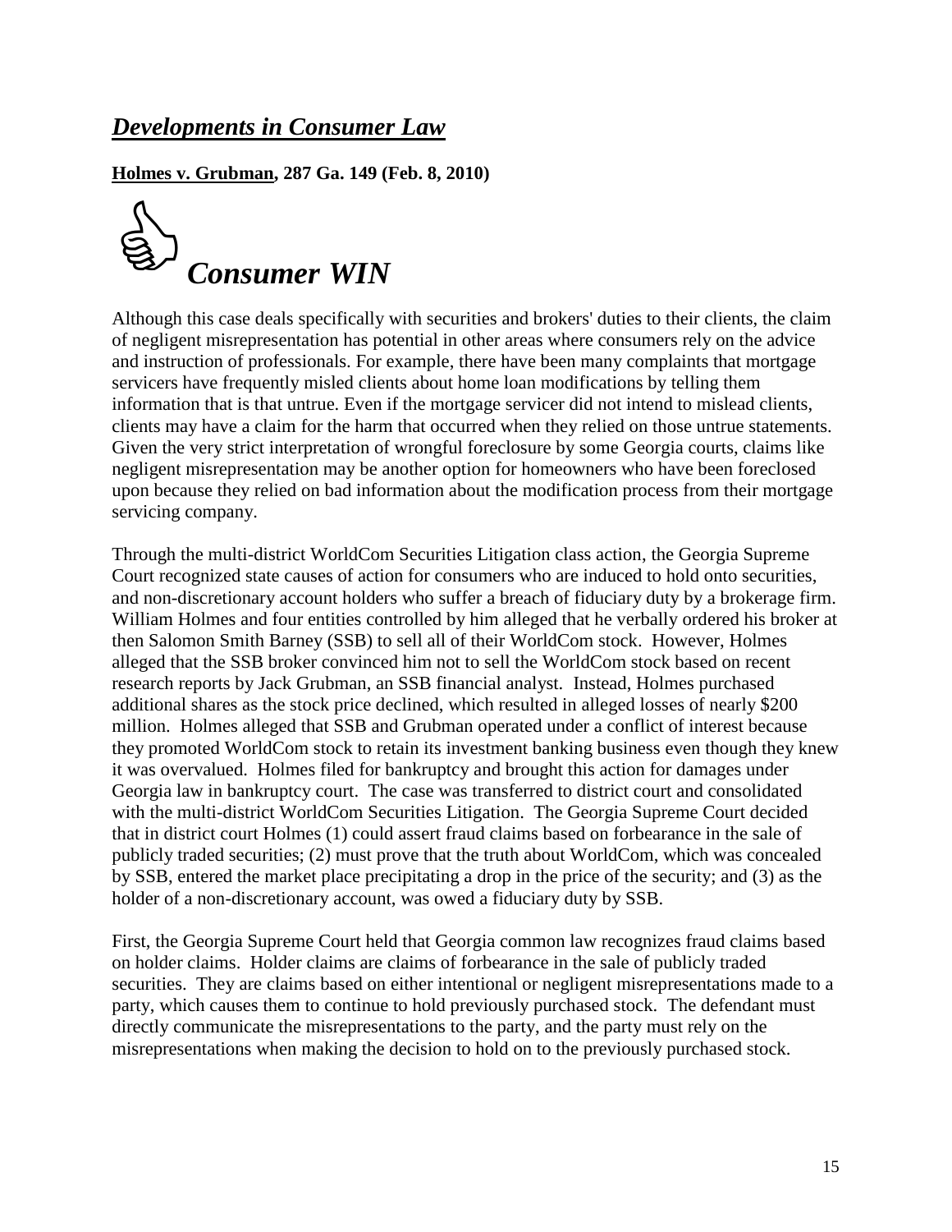## ***Developments in Consumer Law***

**Holmes v. Grubman, 287 Ga. 149 (Feb. 8, 2010)**

### ***Consumer WIN***

Although this case deals specifically with securities and brokers' duties to their clients, the claim of negligent misrepresentation has potential in other areas where consumers rely on the advice and instruction of professionals. For example, there have been many complaints that mortgage servicers have frequently misled clients about home loan modifications by telling them information that is that untrue. Even if the mortgage servicer did not intend to mislead clients, clients may have a claim for the harm that occurred when they relied on those untrue statements. Given the very strict interpretation of wrongful foreclosure by some Georgia courts, claims like negligent misrepresentation may be another option for homeowners who have been foreclosed upon because they relied on bad information about the modification process from their mortgage servicing company.

Through the multi-district WorldCom Securities Litigation class action, the Georgia Supreme Court recognized state causes of action for consumers who are induced to hold onto securities, and non-discretionary account holders who suffer a breach of fiduciary duty by a brokerage firm. William Holmes and four entities controlled by him alleged that he verbally ordered his broker at then Salomon Smith Barney (SSB) to sell all of their WorldCom stock. However, Holmes alleged that the SSB broker convinced him not to sell the WorldCom stock based on recent research reports by Jack Grubman, an SSB financial analyst. Instead, Holmes purchased additional shares as the stock price declined, which resulted in alleged losses of nearly $200 million. Holmes alleged that SSB and Grubman operated under a conflict of interest because they promoted WorldCom stock to retain its investment banking business even though they knew it was overvalued. Holmes filed for bankruptcy and brought this action for damages under Georgia law in bankruptcy court. The case was transferred to district court and consolidated with the multi-district WorldCom Securities Litigation. The Georgia Supreme Court decided that in district court Holmes (1) could assert fraud claims based on forbearance in the sale of publicly traded securities; (2) must prove that the truth about WorldCom, which was concealed by SSB, entered the market place precipitating a drop in the price of the security; and (3) as the holder of a non-discretionary account, was owed a fiduciary duty by SSB.

First, the Georgia Supreme Court held that Georgia common law recognizes fraud claims based on holder claims. Holder claims are claims of forbearance in the sale of publicly traded securities. They are claims based on either intentional or negligent misrepresentations made to a party, which causes them to continue to hold previously purchased stock. The defendant must directly communicate the misrepresentations to the party, and the party must rely on the misrepresentations when making the decision to hold on to the previously purchased stock.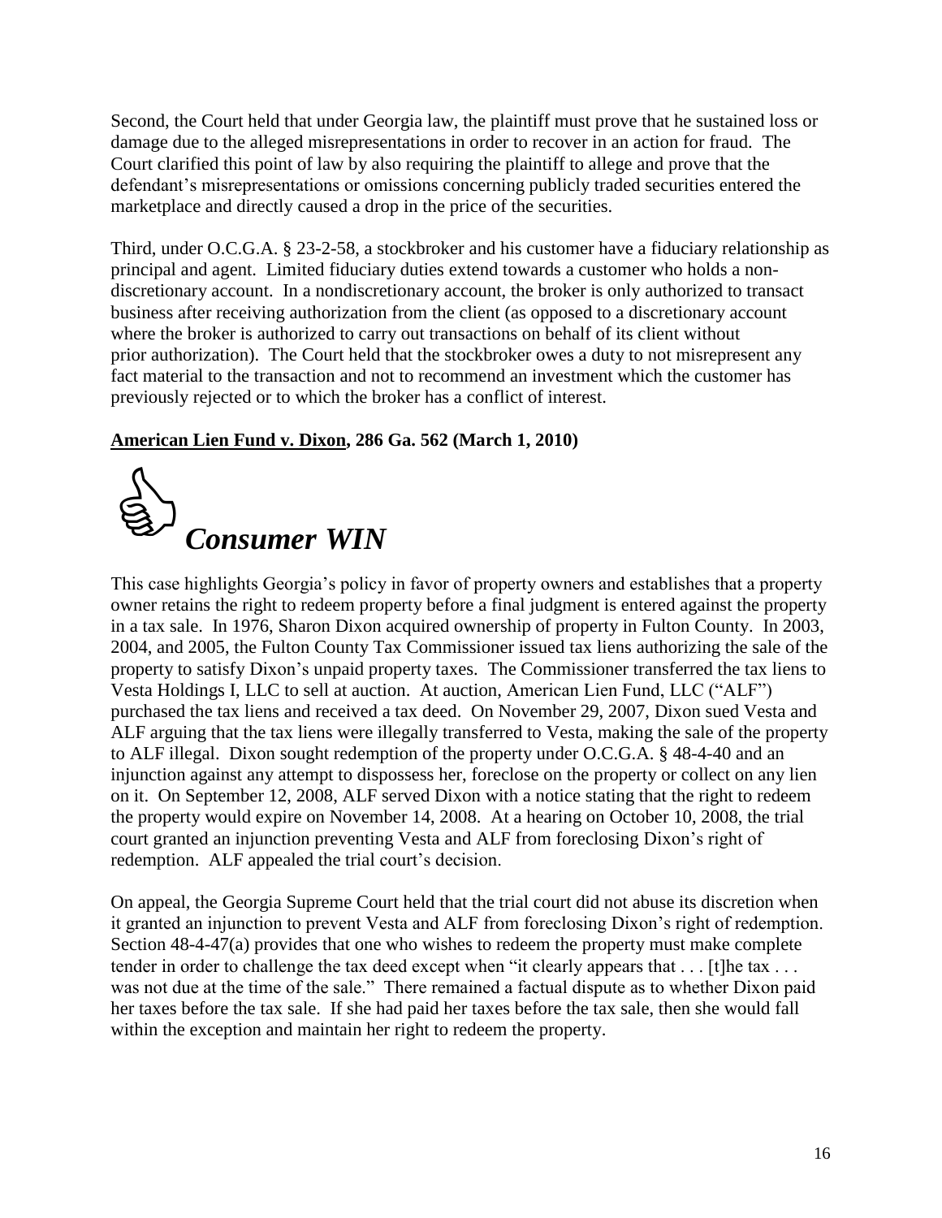Second, the Court held that under Georgia law, the plaintiff must prove that he sustained loss or damage due to the alleged misrepresentations in order to recover in an action for fraud. The Court clarified this point of law by also requiring the plaintiff to allege and prove that the defendant's misrepresentations or omissions concerning publicly traded securities entered the marketplace and directly caused a drop in the price of the securities.

Third, under O.C.G.A. § 23-2-58, a stockbroker and his customer have a fiduciary relationship as principal and agent. Limited fiduciary duties extend towards a customer who holds a non-discretionary account. In a nondiscretionary account, the broker is only authorized to transact business after receiving authorization from the client (as opposed to a discretionary account where the broker is authorized to carry out transactions on behalf of its client without prior authorization). The Court held that the stockbroker owes a duty to not misrepresent any fact material to the transaction and not to recommend an investment which the customer has previously rejected or to which the broker has a conflict of interest.

**American Lien Fund v. Dixon, 286 Ga. 562 (March 1, 2010)**

***Consumer WIN***

This case highlights Georgia's policy in favor of property owners and establishes that a property owner retains the right to redeem property before a final judgment is entered against the property in a tax sale. In 1976, Sharon Dixon acquired ownership of property in Fulton County. In 2003, 2004, and 2005, the Fulton County Tax Commissioner issued tax liens authorizing the sale of the property to satisfy Dixon's unpaid property taxes. The Commissioner transferred the tax liens to Vesta Holdings I, LLC to sell at auction. At auction, American Lien Fund, LLC ("ALF") purchased the tax liens and received a tax deed. On November 29, 2007, Dixon sued Vesta and ALF arguing that the tax liens were illegally transferred to Vesta, making the sale of the property to ALF illegal. Dixon sought redemption of the property under O.C.G.A. § 48-4-40 and an injunction against any attempt to dispossess her, foreclose on the property or collect on any lien on it. On September 12, 2008, ALF served Dixon with a notice stating that the right to redeem the property would expire on November 14, 2008. At a hearing on October 10, 2008, the trial court granted an injunction preventing Vesta and ALF from foreclosing Dixon's right of redemption. ALF appealed the trial court's decision.

On appeal, the Georgia Supreme Court held that the trial court did not abuse its discretion when it granted an injunction to prevent Vesta and ALF from foreclosing Dixon's right of redemption. Section 48-4-47(a) provides that one who wishes to redeem the property must make complete tender in order to challenge the tax deed except when "it clearly appears that . . . [t]he tax . . . was not due at the time of the sale." There remained a factual dispute as to whether Dixon paid her taxes before the tax sale. If she had paid her taxes before the tax sale, then she would fall within the exception and maintain her right to redeem the property.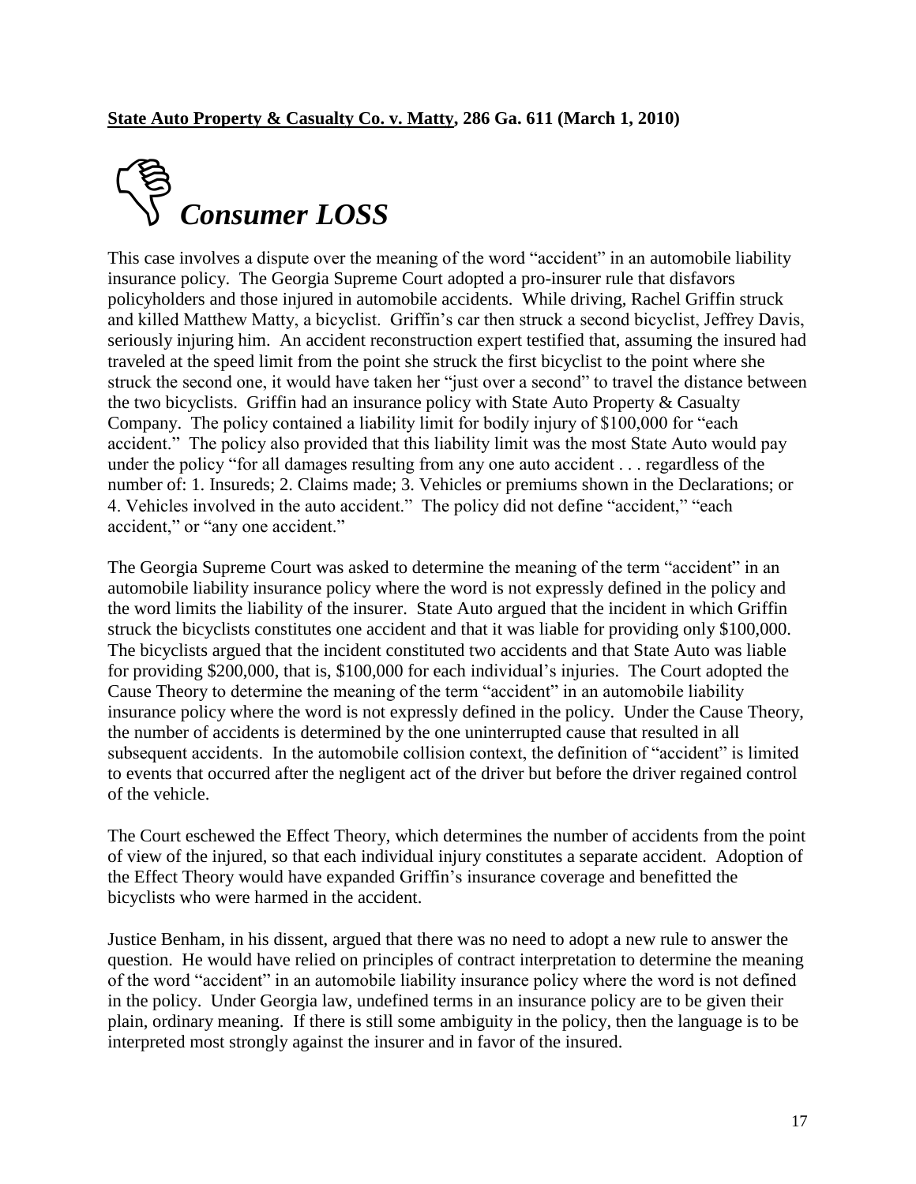**State Auto Property & Casualty Co. v. Matty, 286 Ga. 611 (March 1, 2010)**

## *Consumer LOSS*

This case involves a dispute over the meaning of the word "accident" in an automobile liability insurance policy. The Georgia Supreme Court adopted a pro-insurer rule that disfavors policyholders and those injured in automobile accidents. While driving, Rachel Griffin struck and killed Matthew Matty, a bicyclist. Griffin's car then struck a second bicyclist, Jeffrey Davis, seriously injuring him. An accident reconstruction expert testified that, assuming the insured had traveled at the speed limit from the point she struck the first bicyclist to the point where she struck the second one, it would have taken her "just over a second" to travel the distance between the two bicyclists. Griffin had an insurance policy with State Auto Property & Casualty Company. The policy contained a liability limit for bodily injury of $100,000 for "each accident." The policy also provided that this liability limit was the most State Auto would pay under the policy "for all damages resulting from any one auto accident . . . regardless of the number of: 1. Insureds; 2. Claims made; 3. Vehicles or premiums shown in the Declarations; or 4. Vehicles involved in the auto accident." The policy did not define "accident," "each accident," or "any one accident."

The Georgia Supreme Court was asked to determine the meaning of the term "accident" in an automobile liability insurance policy where the word is not expressly defined in the policy and the word limits the liability of the insurer. State Auto argued that the incident in which Griffin struck the bicyclists constitutes one accident and that it was liable for providing only $100,000. The bicyclists argued that the incident constituted two accidents and that State Auto was liable for providing $200,000, that is, $100,000 for each individual's injuries. The Court adopted the Cause Theory to determine the meaning of the term "accident" in an automobile liability insurance policy where the word is not expressly defined in the policy. Under the Cause Theory, the number of accidents is determined by the one uninterrupted cause that resulted in all subsequent accidents. In the automobile collision context, the definition of "accident" is limited to events that occurred after the negligent act of the driver but before the driver regained control of the vehicle.

The Court eschewed the Effect Theory, which determines the number of accidents from the point of view of the injured, so that each individual injury constitutes a separate accident. Adoption of the Effect Theory would have expanded Griffin's insurance coverage and benefitted the bicyclists who were harmed in the accident.

Justice Benham, in his dissent, argued that there was no need to adopt a new rule to answer the question. He would have relied on principles of contract interpretation to determine the meaning of the word "accident" in an automobile liability insurance policy where the word is not defined in the policy. Under Georgia law, undefined terms in an insurance policy are to be given their plain, ordinary meaning. If there is still some ambiguity in the policy, then the language is to be interpreted most strongly against the insurer and in favor of the insured.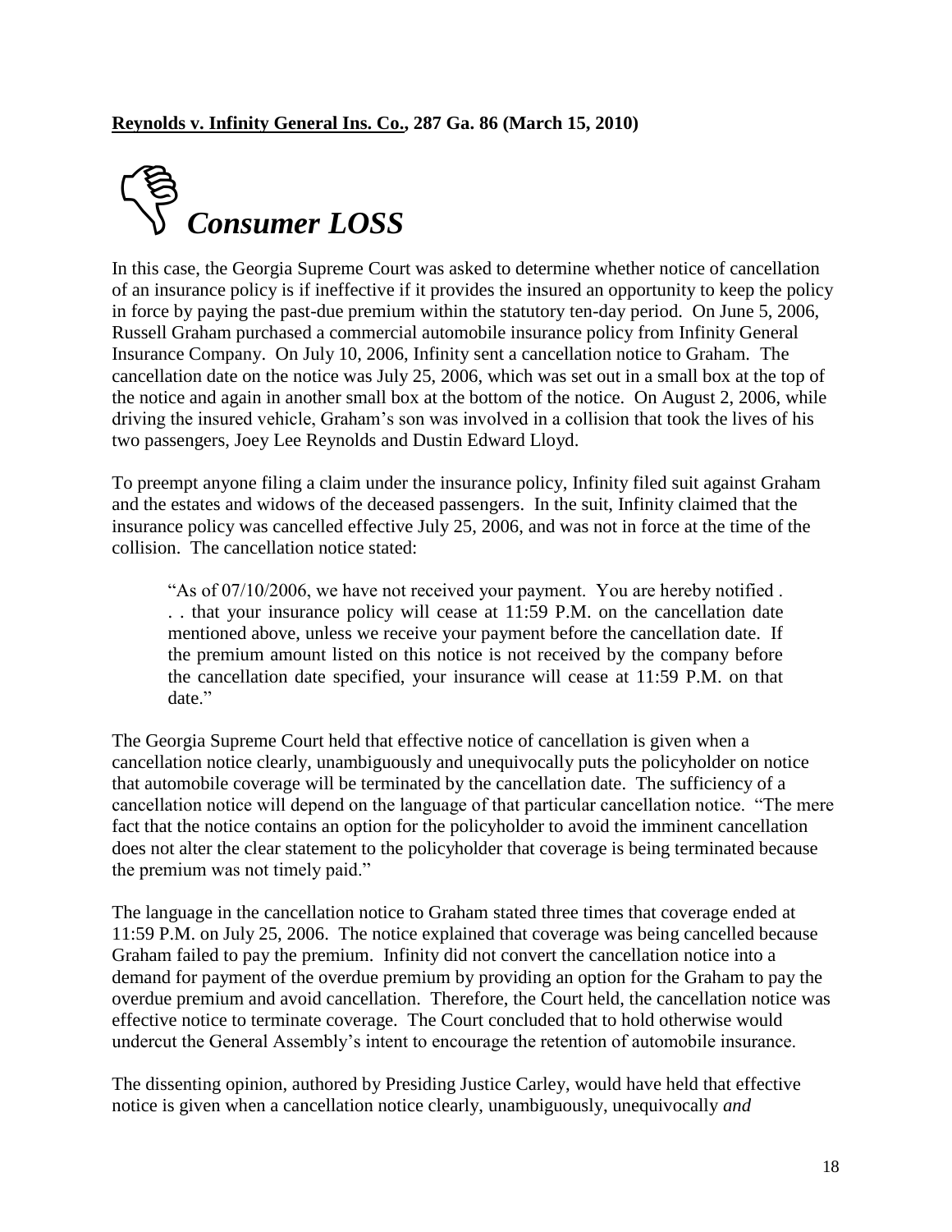**Reynolds v. Infinity General Ins. Co., 287 Ga. 86 (March 15, 2010)**

## *Consumer LOSS*

In this case, the Georgia Supreme Court was asked to determine whether notice of cancellation of an insurance policy is if ineffective if it provides the insured an opportunity to keep the policy in force by paying the past-due premium within the statutory ten-day period. On June 5, 2006, Russell Graham purchased a commercial automobile insurance policy from Infinity General Insurance Company. On July 10, 2006, Infinity sent a cancellation notice to Graham. The cancellation date on the notice was July 25, 2006, which was set out in a small box at the top of the notice and again in another small box at the bottom of the notice. On August 2, 2006, while driving the insured vehicle, Graham's son was involved in a collision that took the lives of his two passengers, Joey Lee Reynolds and Dustin Edward Lloyd.

To preempt anyone filing a claim under the insurance policy, Infinity filed suit against Graham and the estates and widows of the deceased passengers. In the suit, Infinity claimed that the insurance policy was cancelled effective July 25, 2006, and was not in force at the time of the collision. The cancellation notice stated:

> "As of 07/10/2006, we have not received your payment. You are hereby notified . . . that your insurance policy will cease at 11:59 P.M. on the cancellation date mentioned above, unless we receive your payment before the cancellation date. If the premium amount listed on this notice is not received by the company before the cancellation date specified, your insurance will cease at 11:59 P.M. on that date."

The Georgia Supreme Court held that effective notice of cancellation is given when a cancellation notice clearly, unambiguously and unequivocally puts the policyholder on notice that automobile coverage will be terminated by the cancellation date. The sufficiency of a cancellation notice will depend on the language of that particular cancellation notice. "The mere fact that the notice contains an option for the policyholder to avoid the imminent cancellation does not alter the clear statement to the policyholder that coverage is being terminated because the premium was not timely paid."

The language in the cancellation notice to Graham stated three times that coverage ended at 11:59 P.M. on July 25, 2006. The notice explained that coverage was being cancelled because Graham failed to pay the premium. Infinity did not convert the cancellation notice into a demand for payment of the overdue premium by providing an option for the Graham to pay the overdue premium and avoid cancellation. Therefore, the Court held, the cancellation notice was effective notice to terminate coverage. The Court concluded that to hold otherwise would undercut the General Assembly's intent to encourage the retention of automobile insurance.

The dissenting opinion, authored by Presiding Justice Carley, would have held that effective notice is given when a cancellation notice clearly, unambiguously, unequivocally *and*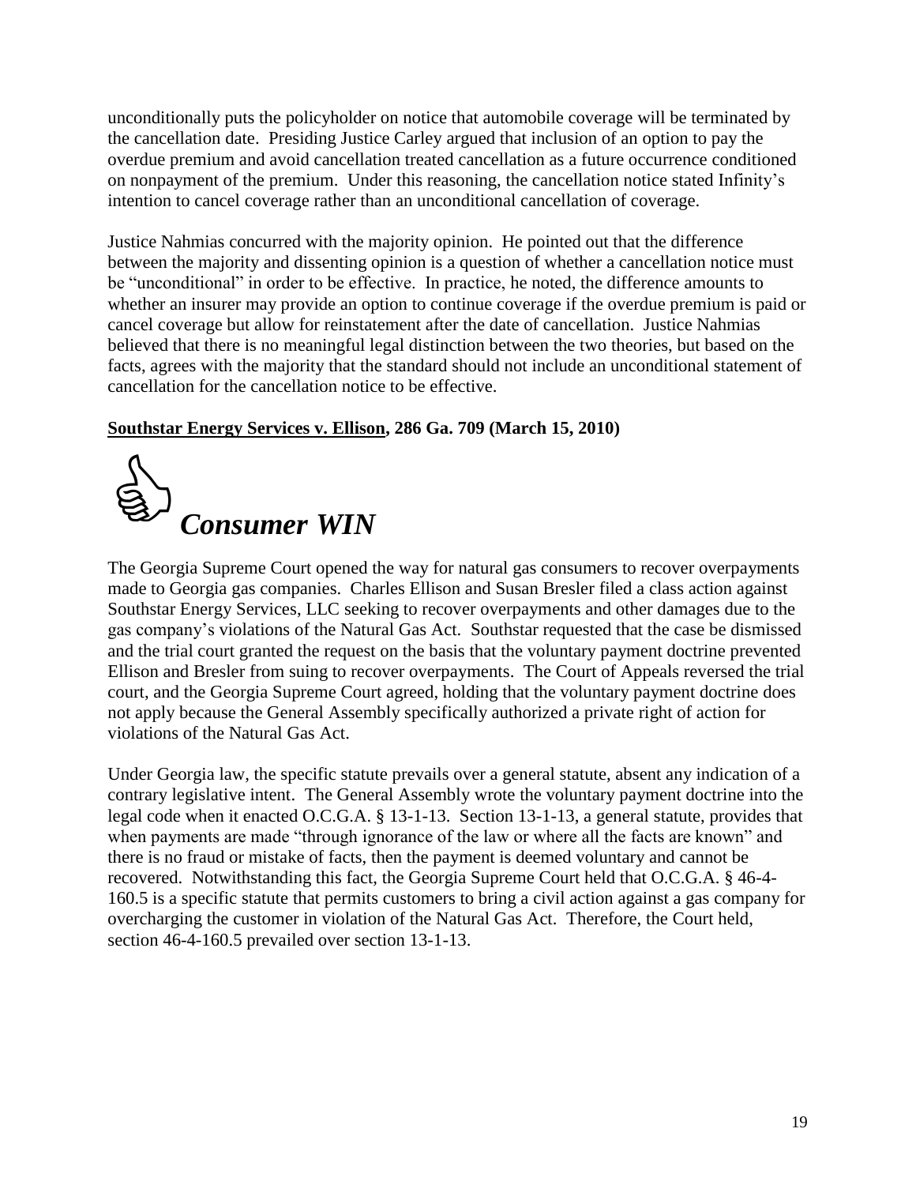unconditionally puts the policyholder on notice that automobile coverage will be terminated by the cancellation date. Presiding Justice Carley argued that inclusion of an option to pay the overdue premium and avoid cancellation treated cancellation as a future occurrence conditioned on nonpayment of the premium. Under this reasoning, the cancellation notice stated Infinity's intention to cancel coverage rather than an unconditional cancellation of coverage.

Justice Nahmias concurred with the majority opinion. He pointed out that the difference between the majority and dissenting opinion is a question of whether a cancellation notice must be "unconditional" in order to be effective. In practice, he noted, the difference amounts to whether an insurer may provide an option to continue coverage if the overdue premium is paid or cancel coverage but allow for reinstatement after the date of cancellation. Justice Nahmias believed that there is no meaningful legal distinction between the two theories, but based on the facts, agrees with the majority that the standard should not include an unconditional statement of cancellation for the cancellation notice to be effective.

**Southstar Energy Services v. Ellison, 286 Ga. 709 (March 15, 2010)**

***Consumer WIN***

The Georgia Supreme Court opened the way for natural gas consumers to recover overpayments made to Georgia gas companies. Charles Ellison and Susan Bresler filed a class action against Southstar Energy Services, LLC seeking to recover overpayments and other damages due to the gas company's violations of the Natural Gas Act. Southstar requested that the case be dismissed and the trial court granted the request on the basis that the voluntary payment doctrine prevented Ellison and Bresler from suing to recover overpayments. The Court of Appeals reversed the trial court, and the Georgia Supreme Court agreed, holding that the voluntary payment doctrine does not apply because the General Assembly specifically authorized a private right of action for violations of the Natural Gas Act.

Under Georgia law, the specific statute prevails over a general statute, absent any indication of a contrary legislative intent. The General Assembly wrote the voluntary payment doctrine into the legal code when it enacted O.C.G.A. § 13-1-13. Section 13-1-13, a general statute, provides that when payments are made "through ignorance of the law or where all the facts are known" and there is no fraud or mistake of facts, then the payment is deemed voluntary and cannot be recovered. Notwithstanding this fact, the Georgia Supreme Court held that O.C.G.A. § 46-4-160.5 is a specific statute that permits customers to bring a civil action against a gas company for overcharging the customer in violation of the Natural Gas Act. Therefore, the Court held, section 46-4-160.5 prevailed over section 13-1-13.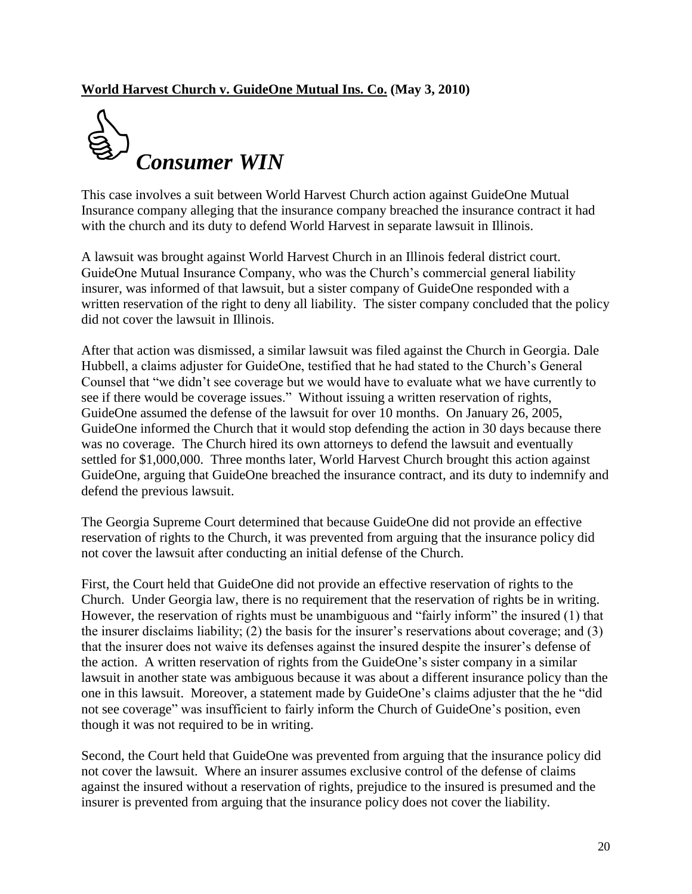**World Harvest Church v. GuideOne Mutual Ins. Co. (May 3, 2010)**

## *Consumer WIN*

This case involves a suit between World Harvest Church action against GuideOne Mutual Insurance company alleging that the insurance company breached the insurance contract it had with the church and its duty to defend World Harvest in separate lawsuit in Illinois.

A lawsuit was brought against World Harvest Church in an Illinois federal district court. GuideOne Mutual Insurance Company, who was the Church's commercial general liability insurer, was informed of that lawsuit, but a sister company of GuideOne responded with a written reservation of the right to deny all liability. The sister company concluded that the policy did not cover the lawsuit in Illinois.

After that action was dismissed, a similar lawsuit was filed against the Church in Georgia. Dale Hubbell, a claims adjuster for GuideOne, testified that he had stated to the Church's General Counsel that "we didn't see coverage but we would have to evaluate what we have currently to see if there would be coverage issues." Without issuing a written reservation of rights, GuideOne assumed the defense of the lawsuit for over 10 months. On January 26, 2005, GuideOne informed the Church that it would stop defending the action in 30 days because there was no coverage. The Church hired its own attorneys to defend the lawsuit and eventually settled for $1,000,000. Three months later, World Harvest Church brought this action against GuideOne, arguing that GuideOne breached the insurance contract, and its duty to indemnify and defend the previous lawsuit.

The Georgia Supreme Court determined that because GuideOne did not provide an effective reservation of rights to the Church, it was prevented from arguing that the insurance policy did not cover the lawsuit after conducting an initial defense of the Church.

First, the Court held that GuideOne did not provide an effective reservation of rights to the Church. Under Georgia law, there is no requirement that the reservation of rights be in writing. However, the reservation of rights must be unambiguous and "fairly inform" the insured (1) that the insurer disclaims liability; (2) the basis for the insurer's reservations about coverage; and (3) that the insurer does not waive its defenses against the insured despite the insurer's defense of the action. A written reservation of rights from the GuideOne's sister company in a similar lawsuit in another state was ambiguous because it was about a different insurance policy than the one in this lawsuit. Moreover, a statement made by GuideOne's claims adjuster that the he "did not see coverage" was insufficient to fairly inform the Church of GuideOne's position, even though it was not required to be in writing.

Second, the Court held that GuideOne was prevented from arguing that the insurance policy did not cover the lawsuit. Where an insurer assumes exclusive control of the defense of claims against the insured without a reservation of rights, prejudice to the insured is presumed and the insurer is prevented from arguing that the insurance policy does not cover the liability.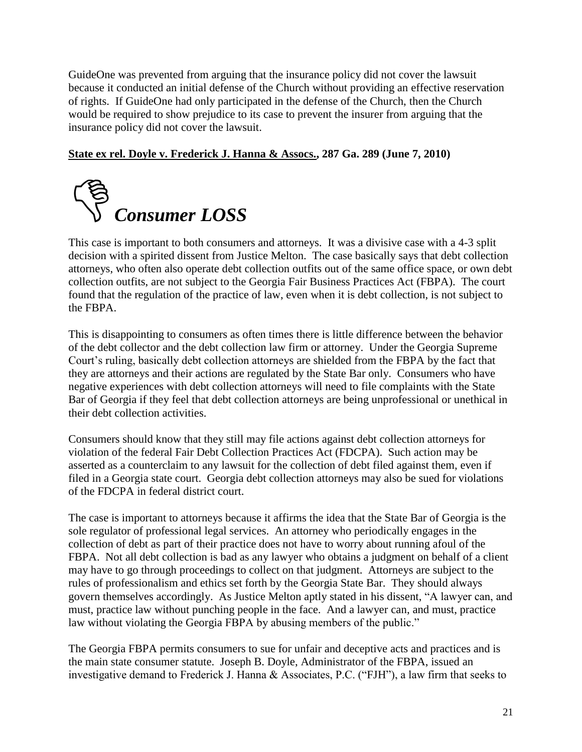GuideOne was prevented from arguing that the insurance policy did not cover the lawsuit because it conducted an initial defense of the Church without providing an effective reservation of rights. If GuideOne had only participated in the defense of the Church, then the Church would be required to show prejudice to its case to prevent the insurer from arguing that the insurance policy did not cover the lawsuit.

**<u>State ex rel. Doyle v. Frederick J. Hanna & Assocs.</u>, 287 Ga. 289 (June 7, 2010)**

## ***Consumer LOSS***

This case is important to both consumers and attorneys. It was a divisive case with a 4-3 split decision with a spirited dissent from Justice Melton. The case basically says that debt collection attorneys, who often also operate debt collection outfits out of the same office space, or own debt collection outfits, are not subject to the Georgia Fair Business Practices Act (FBPA). The court found that the regulation of the practice of law, even when it is debt collection, is not subject to the FBPA.

This is disappointing to consumers as often times there is little difference between the behavior of the debt collector and the debt collection law firm or attorney. Under the Georgia Supreme Court's ruling, basically debt collection attorneys are shielded from the FBPA by the fact that they are attorneys and their actions are regulated by the State Bar only. Consumers who have negative experiences with debt collection attorneys will need to file complaints with the State Bar of Georgia if they feel that debt collection attorneys are being unprofessional or unethical in their debt collection activities.

Consumers should know that they still may file actions against debt collection attorneys for violation of the federal Fair Debt Collection Practices Act (FDCPA). Such action may be asserted as a counterclaim to any lawsuit for the collection of debt filed against them, even if filed in a Georgia state court. Georgia debt collection attorneys may also be sued for violations of the FDCPA in federal district court.

The case is important to attorneys because it affirms the idea that the State Bar of Georgia is the sole regulator of professional legal services. An attorney who periodically engages in the collection of debt as part of their practice does not have to worry about running afoul of the FBPA. Not all debt collection is bad as any lawyer who obtains a judgment on behalf of a client may have to go through proceedings to collect on that judgment. Attorneys are subject to the rules of professionalism and ethics set forth by the Georgia State Bar. They should always govern themselves accordingly. As Justice Melton aptly stated in his dissent, "A lawyer can, and must, practice law without punching people in the face. And a lawyer can, and must, practice law without violating the Georgia FBPA by abusing members of the public."

The Georgia FBPA permits consumers to sue for unfair and deceptive acts and practices and is the main state consumer statute. Joseph B. Doyle, Administrator of the FBPA, issued an investigative demand to Frederick J. Hanna & Associates, P.C. ("FJH"), a law firm that seeks to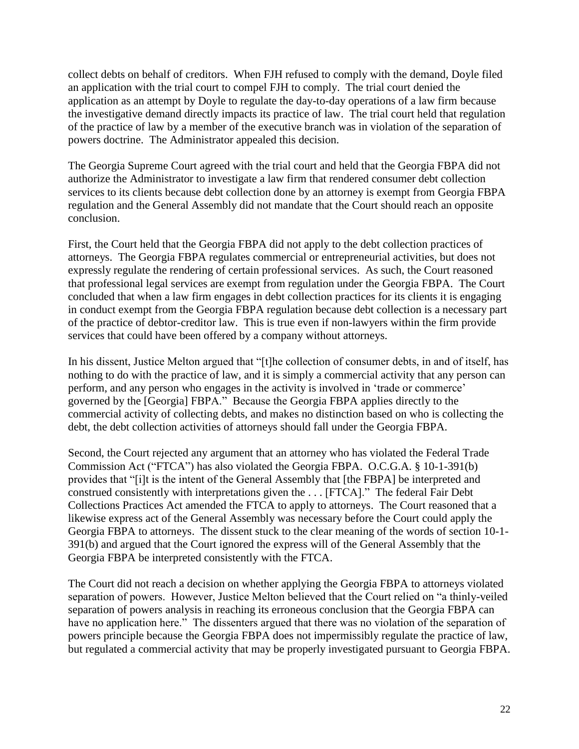collect debts on behalf of creditors. When FJH refused to comply with the demand, Doyle filed an application with the trial court to compel FJH to comply. The trial court denied the application as an attempt by Doyle to regulate the day-to-day operations of a law firm because the investigative demand directly impacts its practice of law. The trial court held that regulation of the practice of law by a member of the executive branch was in violation of the separation of powers doctrine. The Administrator appealed this decision.

The Georgia Supreme Court agreed with the trial court and held that the Georgia FBPA did not authorize the Administrator to investigate a law firm that rendered consumer debt collection services to its clients because debt collection done by an attorney is exempt from Georgia FBPA regulation and the General Assembly did not mandate that the Court should reach an opposite conclusion.

First, the Court held that the Georgia FBPA did not apply to the debt collection practices of attorneys. The Georgia FBPA regulates commercial or entrepreneurial activities, but does not expressly regulate the rendering of certain professional services. As such, the Court reasoned that professional legal services are exempt from regulation under the Georgia FBPA. The Court concluded that when a law firm engages in debt collection practices for its clients it is engaging in conduct exempt from the Georgia FBPA regulation because debt collection is a necessary part of the practice of debtor-creditor law. This is true even if non-lawyers within the firm provide services that could have been offered by a company without attorneys.

In his dissent, Justice Melton argued that "[t]he collection of consumer debts, in and of itself, has nothing to do with the practice of law, and it is simply a commercial activity that any person can perform, and any person who engages in the activity is involved in 'trade or commerce' governed by the [Georgia] FBPA." Because the Georgia FBPA applies directly to the commercial activity of collecting debts, and makes no distinction based on who is collecting the debt, the debt collection activities of attorneys should fall under the Georgia FBPA.

Second, the Court rejected any argument that an attorney who has violated the Federal Trade Commission Act ("FTCA") has also violated the Georgia FBPA. O.C.G.A. § 10-1-391(b) provides that "[i]t is the intent of the General Assembly that [the FBPA] be interpreted and construed consistently with interpretations given the . . . [FTCA]." The federal Fair Debt Collections Practices Act amended the FTCA to apply to attorneys. The Court reasoned that a likewise express act of the General Assembly was necessary before the Court could apply the Georgia FBPA to attorneys. The dissent stuck to the clear meaning of the words of section 10-1-391(b) and argued that the Court ignored the express will of the General Assembly that the Georgia FBPA be interpreted consistently with the FTCA.

The Court did not reach a decision on whether applying the Georgia FBPA to attorneys violated separation of powers. However, Justice Melton believed that the Court relied on "a thinly-veiled separation of powers analysis in reaching its erroneous conclusion that the Georgia FBPA can have no application here." The dissenters argued that there was no violation of the separation of powers principle because the Georgia FBPA does not impermissibly regulate the practice of law, but regulated a commercial activity that may be properly investigated pursuant to Georgia FBPA.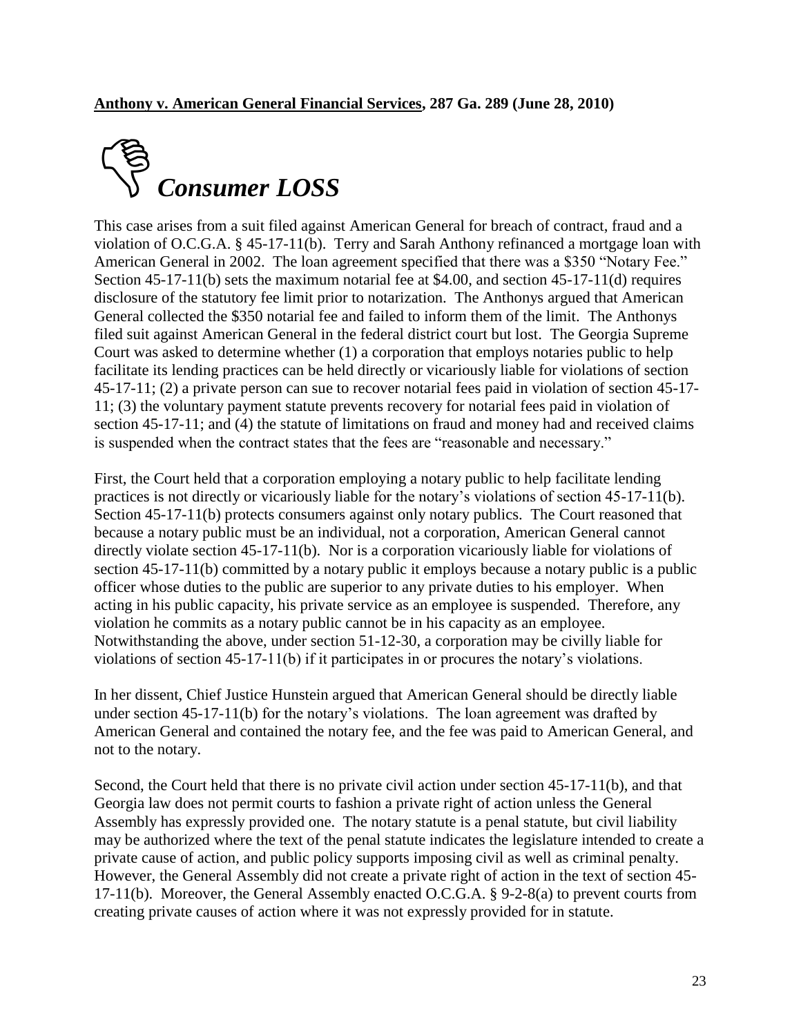**<u>Anthony v. American General Financial Services</u>, 287 Ga. 289 (June 28, 2010)**

## *Consumer LOSS*

This case arises from a suit filed against American General for breach of contract, fraud and a violation of O.C.G.A. § 45-17-11(b). Terry and Sarah Anthony refinanced a mortgage loan with American General in 2002. The loan agreement specified that there was a $350 "Notary Fee." Section 45-17-11(b) sets the maximum notarial fee at $4.00, and section 45-17-11(d) requires disclosure of the statutory fee limit prior to notarization. The Anthonys argued that American General collected the $350 notarial fee and failed to inform them of the limit. The Anthonys filed suit against American General in the federal district court but lost. The Georgia Supreme Court was asked to determine whether (1) a corporation that employs notaries public to help facilitate its lending practices can be held directly or vicariously liable for violations of section 45-17-11; (2) a private person can sue to recover notarial fees paid in violation of section 45-17-11; (3) the voluntary payment statute prevents recovery for notarial fees paid in violation of section 45-17-11; and (4) the statute of limitations on fraud and money had and received claims is suspended when the contract states that the fees are "reasonable and necessary."

First, the Court held that a corporation employing a notary public to help facilitate lending practices is not directly or vicariously liable for the notary's violations of section 45-17-11(b). Section 45-17-11(b) protects consumers against only notary publics. The Court reasoned that because a notary public must be an individual, not a corporation, American General cannot directly violate section 45-17-11(b). Nor is a corporation vicariously liable for violations of section 45-17-11(b) committed by a notary public it employs because a notary public is a public officer whose duties to the public are superior to any private duties to his employer. When acting in his public capacity, his private service as an employee is suspended. Therefore, any violation he commits as a notary public cannot be in his capacity as an employee. Notwithstanding the above, under section 51-12-30, a corporation may be civilly liable for violations of section 45-17-11(b) if it participates in or procures the notary's violations.

In her dissent, Chief Justice Hunstein argued that American General should be directly liable under section 45-17-11(b) for the notary's violations. The loan agreement was drafted by American General and contained the notary fee, and the fee was paid to American General, and not to the notary.

Second, the Court held that there is no private civil action under section 45-17-11(b), and that Georgia law does not permit courts to fashion a private right of action unless the General Assembly has expressly provided one. The notary statute is a penal statute, but civil liability may be authorized where the text of the penal statute indicates the legislature intended to create a private cause of action, and public policy supports imposing civil as well as criminal penalty. However, the General Assembly did not create a private right of action in the text of section 45-17-11(b). Moreover, the General Assembly enacted O.C.G.A. § 9-2-8(a) to prevent courts from creating private causes of action where it was not expressly provided for in statute.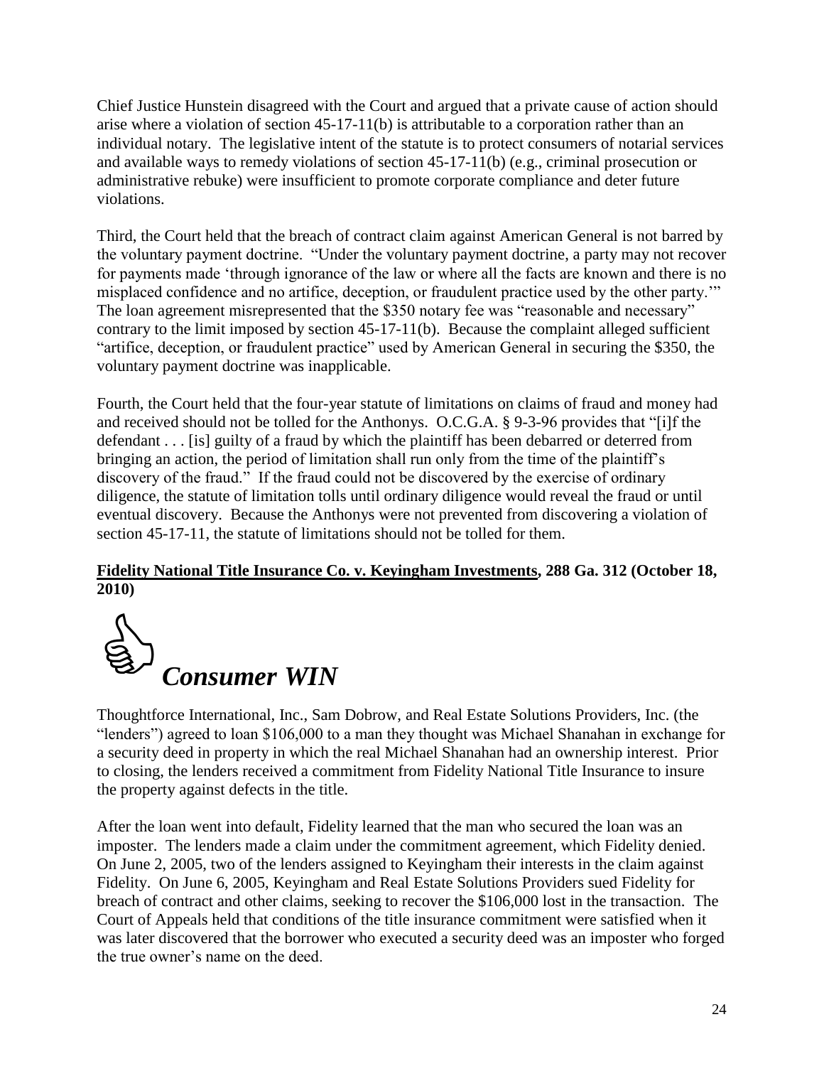Chief Justice Hunstein disagreed with the Court and argued that a private cause of action should arise where a violation of section 45-17-11(b) is attributable to a corporation rather than an individual notary. The legislative intent of the statute is to protect consumers of notarial services and available ways to remedy violations of section 45-17-11(b) (e.g., criminal prosecution or administrative rebuke) were insufficient to promote corporate compliance and deter future violations.

Third, the Court held that the breach of contract claim against American General is not barred by the voluntary payment doctrine. "Under the voluntary payment doctrine, a party may not recover for payments made 'through ignorance of the law or where all the facts are known and there is no misplaced confidence and no artifice, deception, or fraudulent practice used by the other party.'" The loan agreement misrepresented that the $350 notary fee was "reasonable and necessary" contrary to the limit imposed by section 45-17-11(b). Because the complaint alleged sufficient "artifice, deception, or fraudulent practice" used by American General in securing the $350, the voluntary payment doctrine was inapplicable.

Fourth, the Court held that the four-year statute of limitations on claims of fraud and money had and received should not be tolled for the Anthonys. O.C.G.A. § 9-3-96 provides that "[i]f the defendant . . . [is] guilty of a fraud by which the plaintiff has been debarred or deterred from bringing an action, the period of limitation shall run only from the time of the plaintiff's discovery of the fraud." If the fraud could not be discovered by the exercise of ordinary diligence, the statute of limitation tolls until ordinary diligence would reveal the fraud or until eventual discovery. Because the Anthonys were not prevented from discovering a violation of section 45-17-11, the statute of limitations should not be tolled for them.

**<u>Fidelity National Title Insurance Co. v. Keyingham Investments</u>, 288 Ga. 312 (October 18, 2010)**

***Consumer WIN***

Thoughtforce International, Inc., Sam Dobrow, and Real Estate Solutions Providers, Inc. (the "lenders") agreed to loan $106,000 to a man they thought was Michael Shanahan in exchange for a security deed in property in which the real Michael Shanahan had an ownership interest. Prior to closing, the lenders received a commitment from Fidelity National Title Insurance to insure the property against defects in the title.

After the loan went into default, Fidelity learned that the man who secured the loan was an imposter. The lenders made a claim under the commitment agreement, which Fidelity denied. On June 2, 2005, two of the lenders assigned to Keyingham their interests in the claim against Fidelity. On June 6, 2005, Keyingham and Real Estate Solutions Providers sued Fidelity for breach of contract and other claims, seeking to recover the $106,000 lost in the transaction. The Court of Appeals held that conditions of the title insurance commitment were satisfied when it was later discovered that the borrower who executed a security deed was an imposter who forged the true owner's name on the deed.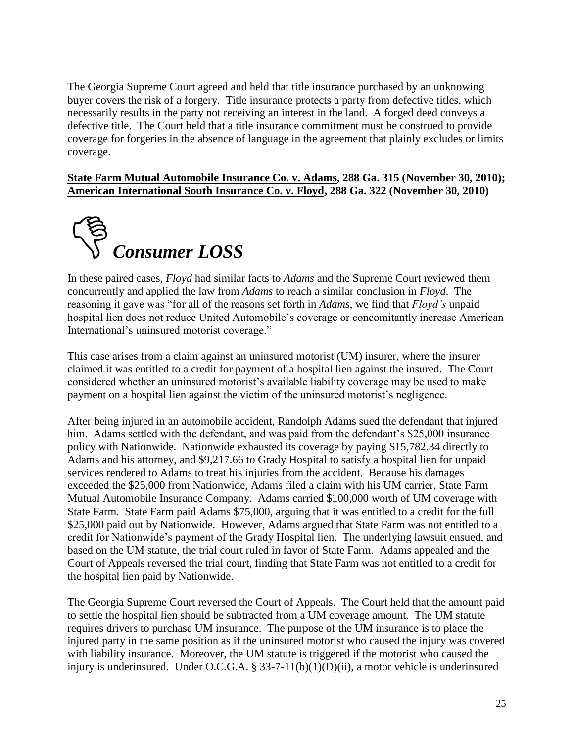The Georgia Supreme Court agreed and held that title insurance purchased by an unknowing buyer covers the risk of a forgery. Title insurance protects a party from defective titles, which necessarily results in the party not receiving an interest in the land. A forged deed conveys a defective title. The Court held that a title insurance commitment must be construed to provide coverage for forgeries in the absence of language in the agreement that plainly excludes or limits coverage.

**State Farm Mutual Automobile Insurance Co. v. Adams, 288 Ga. 315 (November 30, 2010); American International South Insurance Co. v. Floyd, 288 Ga. 322 (November 30, 2010)**

## *Consumer LOSS*

In these paired cases, *Floyd* had similar facts to *Adams* and the Supreme Court reviewed them concurrently and applied the law from *Adams* to reach a similar conclusion in *Floyd*. The reasoning it gave was "for all of the reasons set forth in *Adams*, we find that *Floyd's* unpaid hospital lien does not reduce United Automobile's coverage or concomitantly increase American International's uninsured motorist coverage."

This case arises from a claim against an uninsured motorist (UM) insurer, where the insurer claimed it was entitled to a credit for payment of a hospital lien against the insured. The Court considered whether an uninsured motorist's available liability coverage may be used to make payment on a hospital lien against the victim of the uninsured motorist's negligence.

After being injured in an automobile accident, Randolph Adams sued the defendant that injured him. Adams settled with the defendant, and was paid from the defendant's $25,000 insurance policy with Nationwide. Nationwide exhausted its coverage by paying $15,782.34 directly to Adams and his attorney, and $9,217.66 to Grady Hospital to satisfy a hospital lien for unpaid services rendered to Adams to treat his injuries from the accident. Because his damages exceeded the $25,000 from Nationwide, Adams filed a claim with his UM carrier, State Farm Mutual Automobile Insurance Company. Adams carried $100,000 worth of UM coverage with State Farm. State Farm paid Adams $75,000, arguing that it was entitled to a credit for the full $25,000 paid out by Nationwide. However, Adams argued that State Farm was not entitled to a credit for Nationwide's payment of the Grady Hospital lien. The underlying lawsuit ensued, and based on the UM statute, the trial court ruled in favor of State Farm. Adams appealed and the Court of Appeals reversed the trial court, finding that State Farm was not entitled to a credit for the hospital lien paid by Nationwide.

The Georgia Supreme Court reversed the Court of Appeals. The Court held that the amount paid to settle the hospital lien should be subtracted from a UM coverage amount. The UM statute requires drivers to purchase UM insurance. The purpose of the UM insurance is to place the injured party in the same position as if the uninsured motorist who caused the injury was covered with liability insurance. Moreover, the UM statute is triggered if the motorist who caused the injury is underinsured. Under O.C.G.A. § 33-7-11(b)(1)(D)(ii), a motor vehicle is underinsured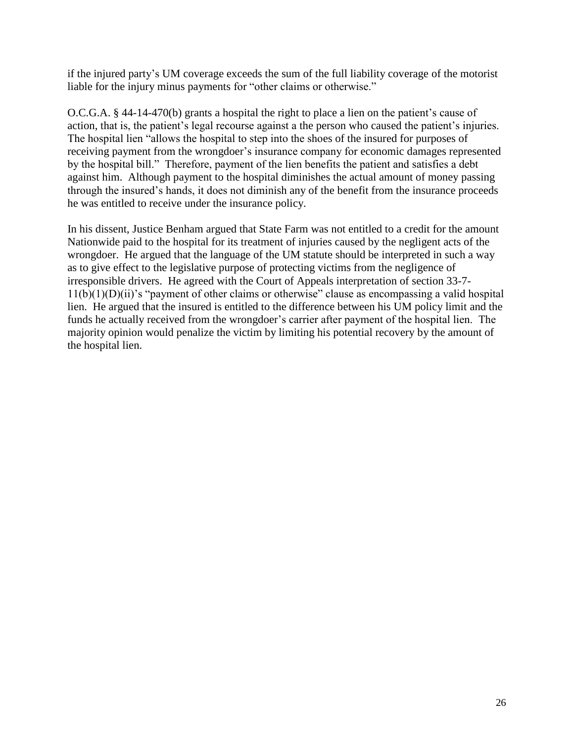if the injured party's UM coverage exceeds the sum of the full liability coverage of the motorist liable for the injury minus payments for "other claims or otherwise."

O.C.G.A. § 44-14-470(b) grants a hospital the right to place a lien on the patient's cause of action, that is, the patient's legal recourse against a the person who caused the patient's injuries. The hospital lien "allows the hospital to step into the shoes of the insured for purposes of receiving payment from the wrongdoer's insurance company for economic damages represented by the hospital bill." Therefore, payment of the lien benefits the patient and satisfies a debt against him. Although payment to the hospital diminishes the actual amount of money passing through the insured's hands, it does not diminish any of the benefit from the insurance proceeds he was entitled to receive under the insurance policy.

In his dissent, Justice Benham argued that State Farm was not entitled to a credit for the amount Nationwide paid to the hospital for its treatment of injuries caused by the negligent acts of the wrongdoer. He argued that the language of the UM statute should be interpreted in such a way as to give effect to the legislative purpose of protecting victims from the negligence of irresponsible drivers. He agreed with the Court of Appeals interpretation of section 33-7-11(b)(1)(D)(ii)'s "payment of other claims or otherwise" clause as encompassing a valid hospital lien. He argued that the insured is entitled to the difference between his UM policy limit and the funds he actually received from the wrongdoer's carrier after payment of the hospital lien. The majority opinion would penalize the victim by limiting his potential recovery by the amount of the hospital lien.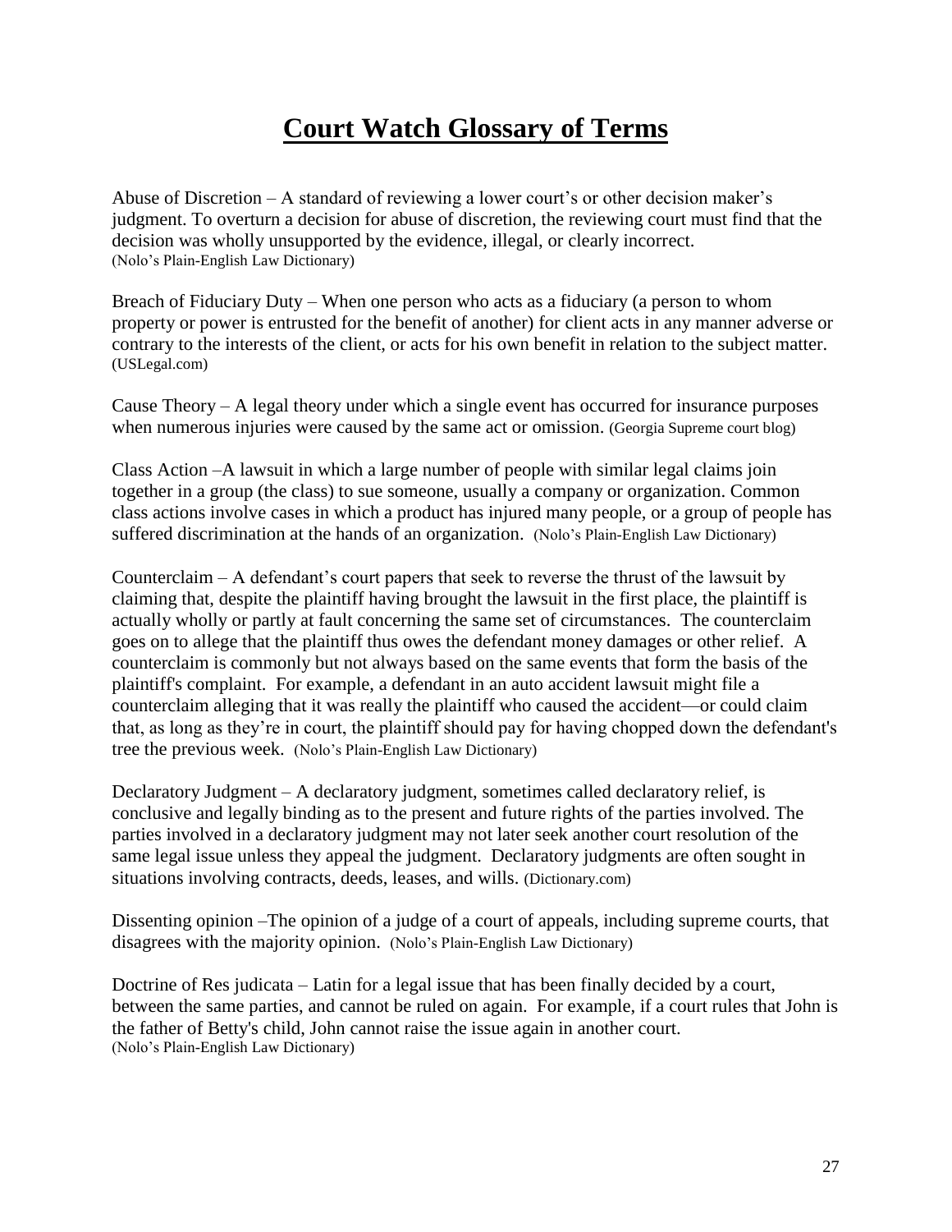# Court Watch Glossary of Terms

Abuse of Discretion – A standard of reviewing a lower court's or other decision maker's judgment. To overturn a decision for abuse of discretion, the reviewing court must find that the decision was wholly unsupported by the evidence, illegal, or clearly incorrect. (Nolo's Plain-English Law Dictionary)

Breach of Fiduciary Duty – When one person who acts as a fiduciary (a person to whom property or power is entrusted for the benefit of another) for client acts in any manner adverse or contrary to the interests of the client, or acts for his own benefit in relation to the subject matter. (USLegal.com)

Cause Theory – A legal theory under which a single event has occurred for insurance purposes when numerous injuries were caused by the same act or omission. (Georgia Supreme court blog)

Class Action –A lawsuit in which a large number of people with similar legal claims join together in a group (the class) to sue someone, usually a company or organization. Common class actions involve cases in which a product has injured many people, or a group of people has suffered discrimination at the hands of an organization. (Nolo's Plain-English Law Dictionary)

Counterclaim – A defendant's court papers that seek to reverse the thrust of the lawsuit by claiming that, despite the plaintiff having brought the lawsuit in the first place, the plaintiff is actually wholly or partly at fault concerning the same set of circumstances. The counterclaim goes on to allege that the plaintiff thus owes the defendant money damages or other relief. A counterclaim is commonly but not always based on the same events that form the basis of the plaintiff's complaint. For example, a defendant in an auto accident lawsuit might file a counterclaim alleging that it was really the plaintiff who caused the accident—or could claim that, as long as they're in court, the plaintiff should pay for having chopped down the defendant's tree the previous week. (Nolo's Plain-English Law Dictionary)

Declaratory Judgment – A declaratory judgment, sometimes called declaratory relief, is conclusive and legally binding as to the present and future rights of the parties involved. The parties involved in a declaratory judgment may not later seek another court resolution of the same legal issue unless they appeal the judgment. Declaratory judgments are often sought in situations involving contracts, deeds, leases, and wills. (Dictionary.com)

Dissenting opinion –The opinion of a judge of a court of appeals, including supreme courts, that disagrees with the majority opinion. (Nolo's Plain-English Law Dictionary)

Doctrine of Res judicata – Latin for a legal issue that has been finally decided by a court, between the same parties, and cannot be ruled on again. For example, if a court rules that John is the father of Betty's child, John cannot raise the issue again in another court. (Nolo's Plain-English Law Dictionary)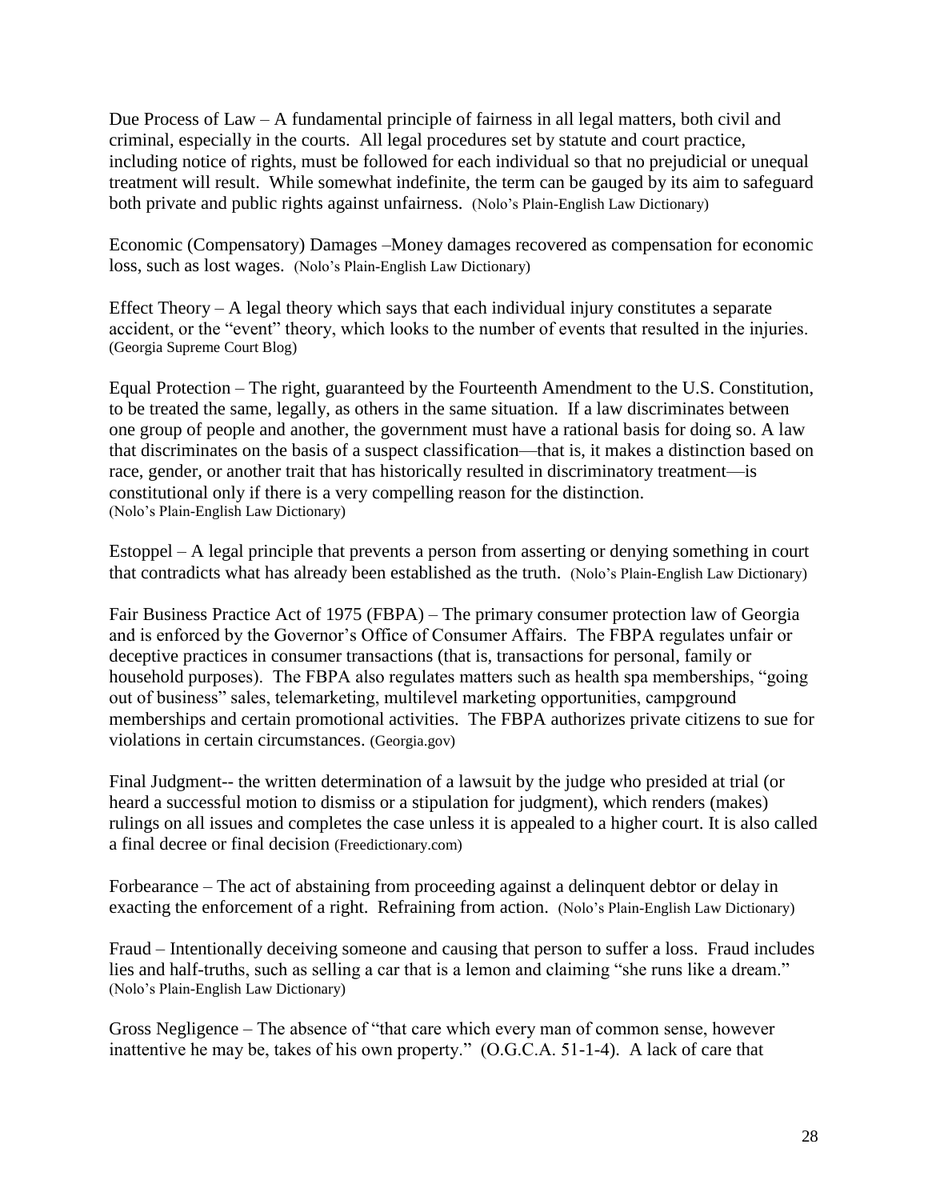Due Process of Law – A fundamental principle of fairness in all legal matters, both civil and criminal, especially in the courts. All legal procedures set by statute and court practice, including notice of rights, must be followed for each individual so that no prejudicial or unequal treatment will result. While somewhat indefinite, the term can be gauged by its aim to safeguard both private and public rights against unfairness. (Nolo's Plain-English Law Dictionary)

Economic (Compensatory) Damages –Money damages recovered as compensation for economic loss, such as lost wages. (Nolo's Plain-English Law Dictionary)

Effect Theory – A legal theory which says that each individual injury constitutes a separate accident, or the "event" theory, which looks to the number of events that resulted in the injuries. (Georgia Supreme Court Blog)

Equal Protection – The right, guaranteed by the Fourteenth Amendment to the U.S. Constitution, to be treated the same, legally, as others in the same situation. If a law discriminates between one group of people and another, the government must have a rational basis for doing so. A law that discriminates on the basis of a suspect classification—that is, it makes a distinction based on race, gender, or another trait that has historically resulted in discriminatory treatment—is constitutional only if there is a very compelling reason for the distinction. (Nolo's Plain-English Law Dictionary)

Estoppel – A legal principle that prevents a person from asserting or denying something in court that contradicts what has already been established as the truth. (Nolo's Plain-English Law Dictionary)

Fair Business Practice Act of 1975 (FBPA) – The primary consumer protection law of Georgia and is enforced by the Governor's Office of Consumer Affairs. The FBPA regulates unfair or deceptive practices in consumer transactions (that is, transactions for personal, family or household purposes). The FBPA also regulates matters such as health spa memberships, "going out of business" sales, telemarketing, multilevel marketing opportunities, campground memberships and certain promotional activities. The FBPA authorizes private citizens to sue for violations in certain circumstances. (Georgia.gov)

Final Judgment-- the written determination of a lawsuit by the judge who presided at trial (or heard a successful motion to dismiss or a stipulation for judgment), which renders (makes) rulings on all issues and completes the case unless it is appealed to a higher court. It is also called a final decree or final decision (Freedictionary.com)

Forbearance – The act of abstaining from proceeding against a delinquent debtor or delay in exacting the enforcement of a right. Refraining from action. (Nolo's Plain-English Law Dictionary)

Fraud – Intentionally deceiving someone and causing that person to suffer a loss. Fraud includes lies and half-truths, such as selling a car that is a lemon and claiming "she runs like a dream." (Nolo's Plain-English Law Dictionary)

Gross Negligence – The absence of "that care which every man of common sense, however inattentive he may be, takes of his own property." (O.G.C.A. 51-1-4). A lack of care that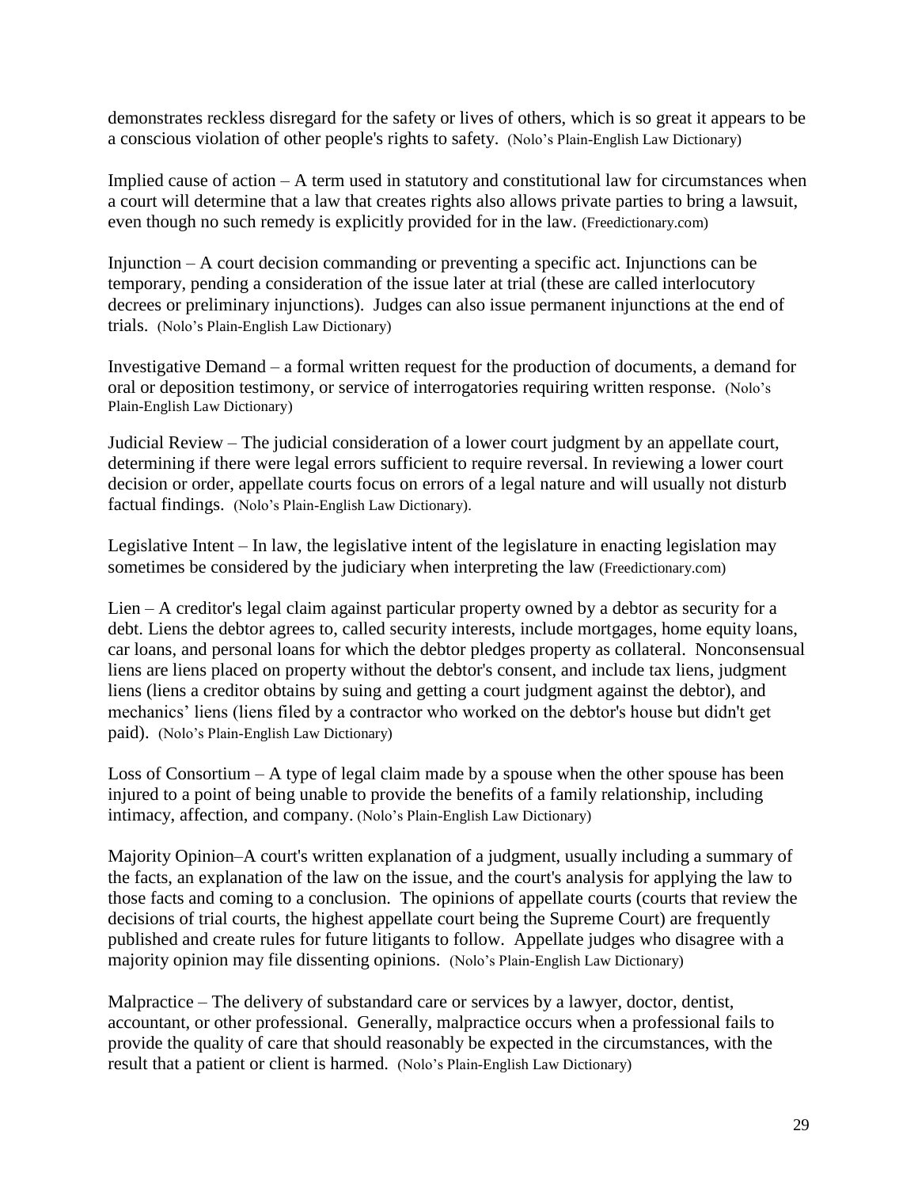demonstrates reckless disregard for the safety or lives of others, which is so great it appears to be a conscious violation of other people's rights to safety. (Nolo's Plain-English Law Dictionary)

Implied cause of action – A term used in statutory and constitutional law for circumstances when a court will determine that a law that creates rights also allows private parties to bring a lawsuit, even though no such remedy is explicitly provided for in the law. (Freedictionary.com)

Injunction – A court decision commanding or preventing a specific act. Injunctions can be temporary, pending a consideration of the issue later at trial (these are called interlocutory decrees or preliminary injunctions). Judges can also issue permanent injunctions at the end of trials. (Nolo's Plain-English Law Dictionary)

Investigative Demand – a formal written request for the production of documents, a demand for oral or deposition testimony, or service of interrogatories requiring written response. (Nolo's Plain-English Law Dictionary)

Judicial Review – The judicial consideration of a lower court judgment by an appellate court, determining if there were legal errors sufficient to require reversal. In reviewing a lower court decision or order, appellate courts focus on errors of a legal nature and will usually not disturb factual findings. (Nolo's Plain-English Law Dictionary).

Legislative Intent – In law, the legislative intent of the legislature in enacting legislation may sometimes be considered by the judiciary when interpreting the law (Freedictionary.com)

Lien – A creditor's legal claim against particular property owned by a debtor as security for a debt. Liens the debtor agrees to, called security interests, include mortgages, home equity loans, car loans, and personal loans for which the debtor pledges property as collateral. Nonconsensual liens are liens placed on property without the debtor's consent, and include tax liens, judgment liens (liens a creditor obtains by suing and getting a court judgment against the debtor), and mechanics' liens (liens filed by a contractor who worked on the debtor's house but didn't get paid). (Nolo's Plain-English Law Dictionary)

Loss of Consortium – A type of legal claim made by a spouse when the other spouse has been injured to a point of being unable to provide the benefits of a family relationship, including intimacy, affection, and company. (Nolo's Plain-English Law Dictionary)

Majority Opinion–A court's written explanation of a judgment, usually including a summary of the facts, an explanation of the law on the issue, and the court's analysis for applying the law to those facts and coming to a conclusion. The opinions of appellate courts (courts that review the decisions of trial courts, the highest appellate court being the Supreme Court) are frequently published and create rules for future litigants to follow. Appellate judges who disagree with a majority opinion may file dissenting opinions. (Nolo's Plain-English Law Dictionary)

Malpractice – The delivery of substandard care or services by a lawyer, doctor, dentist, accountant, or other professional. Generally, malpractice occurs when a professional fails to provide the quality of care that should reasonably be expected in the circumstances, with the result that a patient or client is harmed. (Nolo's Plain-English Law Dictionary)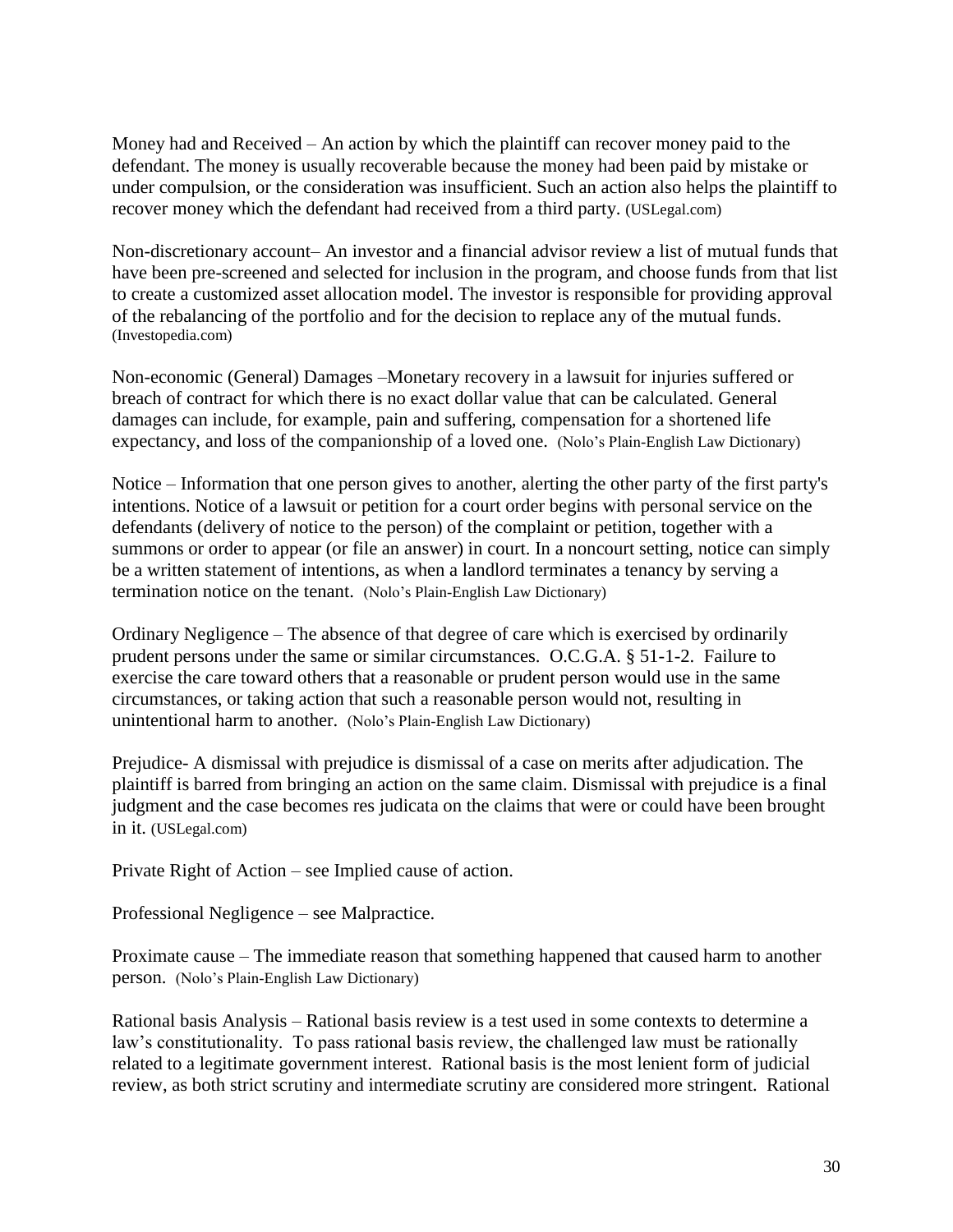Money had and Received – An action by which the plaintiff can recover money paid to the defendant. The money is usually recoverable because the money had been paid by mistake or under compulsion, or the consideration was insufficient. Such an action also helps the plaintiff to recover money which the defendant had received from a third party. (USLegal.com)

Non-discretionary account– An investor and a financial advisor review a list of mutual funds that have been pre-screened and selected for inclusion in the program, and choose funds from that list to create a customized asset allocation model. The investor is responsible for providing approval of the rebalancing of the portfolio and for the decision to replace any of the mutual funds. (Investopedia.com)

Non-economic (General) Damages –Monetary recovery in a lawsuit for injuries suffered or breach of contract for which there is no exact dollar value that can be calculated. General damages can include, for example, pain and suffering, compensation for a shortened life expectancy, and loss of the companionship of a loved one. (Nolo's Plain-English Law Dictionary)

Notice – Information that one person gives to another, alerting the other party of the first party's intentions. Notice of a lawsuit or petition for a court order begins with personal service on the defendants (delivery of notice to the person) of the complaint or petition, together with a summons or order to appear (or file an answer) in court. In a noncourt setting, notice can simply be a written statement of intentions, as when a landlord terminates a tenancy by serving a termination notice on the tenant. (Nolo's Plain-English Law Dictionary)

Ordinary Negligence – The absence of that degree of care which is exercised by ordinarily prudent persons under the same or similar circumstances. O.C.G.A. § 51-1-2. Failure to exercise the care toward others that a reasonable or prudent person would use in the same circumstances, or taking action that such a reasonable person would not, resulting in unintentional harm to another. (Nolo's Plain-English Law Dictionary)

Prejudice- A dismissal with prejudice is dismissal of a case on merits after adjudication. The plaintiff is barred from bringing an action on the same claim. Dismissal with prejudice is a final judgment and the case becomes res judicata on the claims that were or could have been brought in it. (USLegal.com)

Private Right of Action – see Implied cause of action.

Professional Negligence – see Malpractice.

Proximate cause – The immediate reason that something happened that caused harm to another person. (Nolo's Plain-English Law Dictionary)

Rational basis Analysis – Rational basis review is a test used in some contexts to determine a law's constitutionality. To pass rational basis review, the challenged law must be rationally related to a legitimate government interest. Rational basis is the most lenient form of judicial review, as both strict scrutiny and intermediate scrutiny are considered more stringent. Rational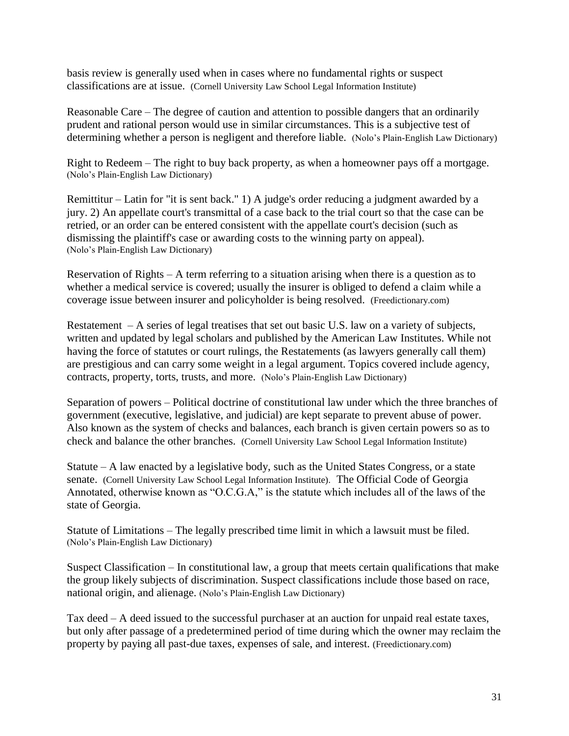basis review is generally used when in cases where no fundamental rights or suspect classifications are at issue. (Cornell University Law School Legal Information Institute)

Reasonable Care – The degree of caution and attention to possible dangers that an ordinarily prudent and rational person would use in similar circumstances. This is a subjective test of determining whether a person is negligent and therefore liable. (Nolo's Plain-English Law Dictionary)

Right to Redeem – The right to buy back property, as when a homeowner pays off a mortgage. (Nolo's Plain-English Law Dictionary)

Remittitur – Latin for "it is sent back." 1) A judge's order reducing a judgment awarded by a jury. 2) An appellate court's transmittal of a case back to the trial court so that the case can be retried, or an order can be entered consistent with the appellate court's decision (such as dismissing the plaintiff's case or awarding costs to the winning party on appeal). (Nolo's Plain-English Law Dictionary)

Reservation of Rights – A term referring to a situation arising when there is a question as to whether a medical service is covered; usually the insurer is obliged to defend a claim while a coverage issue between insurer and policyholder is being resolved. (Freedictionary.com)

Restatement – A series of legal treatises that set out basic U.S. law on a variety of subjects, written and updated by legal scholars and published by the American Law Institutes. While not having the force of statutes or court rulings, the Restatements (as lawyers generally call them) are prestigious and can carry some weight in a legal argument. Topics covered include agency, contracts, property, torts, trusts, and more. (Nolo's Plain-English Law Dictionary)

Separation of powers – Political doctrine of constitutional law under which the three branches of government (executive, legislative, and judicial) are kept separate to prevent abuse of power. Also known as the system of checks and balances, each branch is given certain powers so as to check and balance the other branches. (Cornell University Law School Legal Information Institute)

Statute – A law enacted by a legislative body, such as the United States Congress, or a state senate. (Cornell University Law School Legal Information Institute). The Official Code of Georgia Annotated, otherwise known as "O.C.G.A," is the statute which includes all of the laws of the state of Georgia.

Statute of Limitations – The legally prescribed time limit in which a lawsuit must be filed. (Nolo's Plain-English Law Dictionary)

Suspect Classification – In constitutional law, a group that meets certain qualifications that make the group likely subjects of discrimination. Suspect classifications include those based on race, national origin, and alienage. (Nolo's Plain-English Law Dictionary)

Tax deed – A deed issued to the successful purchaser at an auction for unpaid real estate taxes, but only after passage of a predetermined period of time during which the owner may reclaim the property by paying all past-due taxes, expenses of sale, and interest. (Freedictionary.com)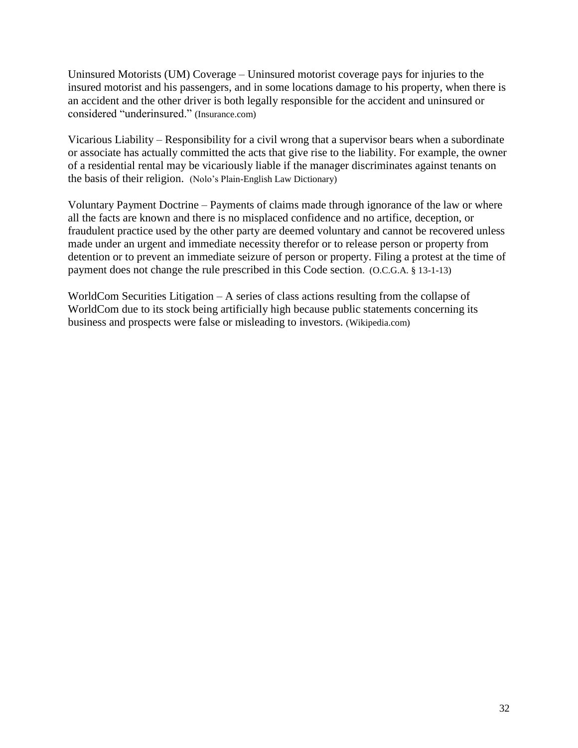Uninsured Motorists (UM) Coverage – Uninsured motorist coverage pays for injuries to the insured motorist and his passengers, and in some locations damage to his property, when there is an accident and the other driver is both legally responsible for the accident and uninsured or considered "underinsured." (Insurance.com)

Vicarious Liability – Responsibility for a civil wrong that a supervisor bears when a subordinate or associate has actually committed the acts that give rise to the liability. For example, the owner of a residential rental may be vicariously liable if the manager discriminates against tenants on the basis of their religion. (Nolo's Plain-English Law Dictionary)

Voluntary Payment Doctrine – Payments of claims made through ignorance of the law or where all the facts are known and there is no misplaced confidence and no artifice, deception, or fraudulent practice used by the other party are deemed voluntary and cannot be recovered unless made under an urgent and immediate necessity therefor or to release person or property from detention or to prevent an immediate seizure of person or property. Filing a protest at the time of payment does not change the rule prescribed in this Code section. (O.C.G.A. § 13-1-13)

WorldCom Securities Litigation – A series of class actions resulting from the collapse of WorldCom due to its stock being artificially high because public statements concerning its business and prospects were false or misleading to investors. (Wikipedia.com)